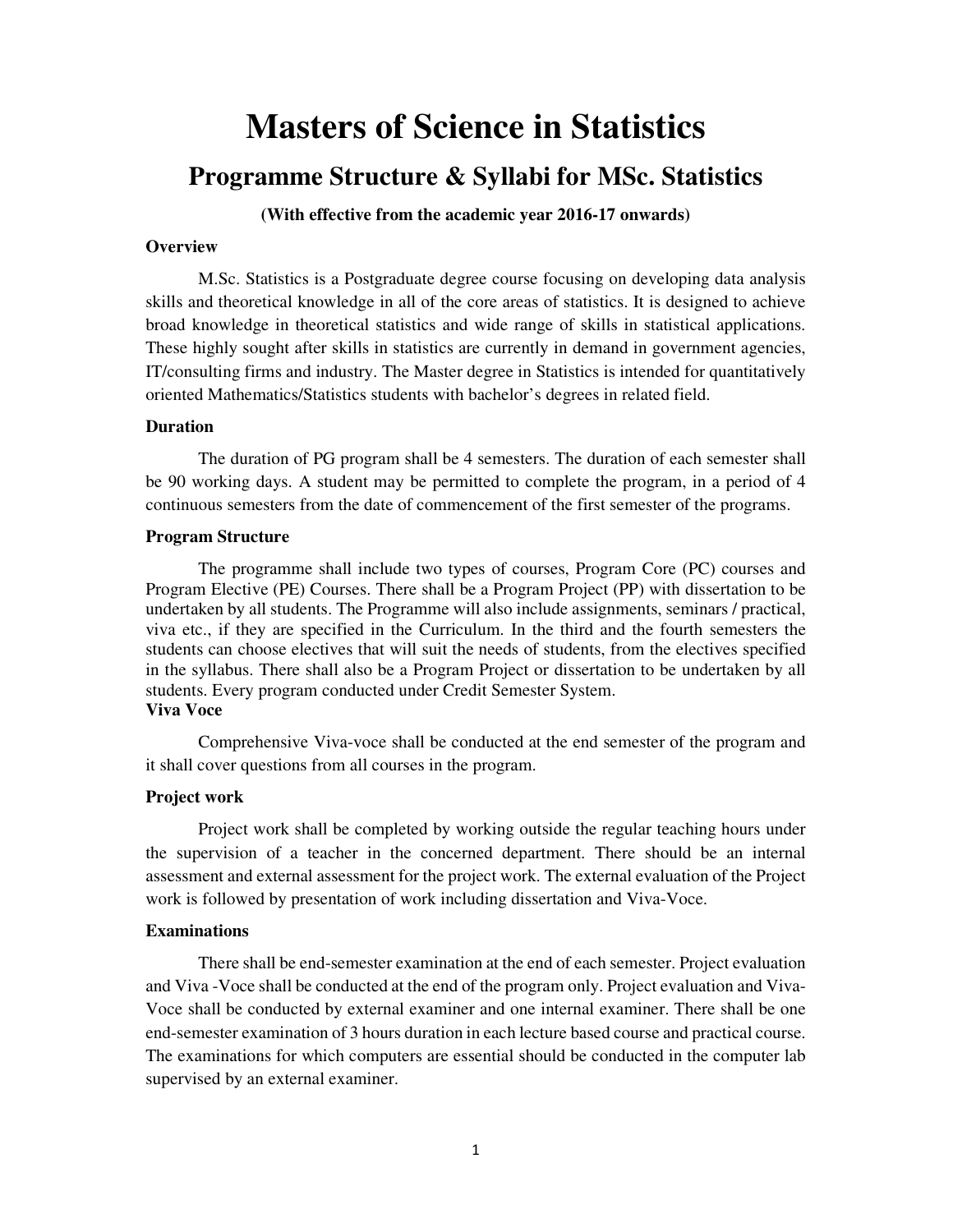# Masters of Science in Statistics

## Programme Structure & Syllabi for MSc. Statistics

**(With effective from the academic year 2016-17 onwards)**

**Overview**

M.Sc. Statistics is a Postgraduate degree course focusing on developing data analysis skills and theoretical knowledge in all of the core areas of statistics. It is designed to achieve broad knowledge in theoretical statistics and wide range of skills in statistical applications. These highly sought after skills in statistics are currently in demand in government agencies, IT/consulting firms and industry. The Master degree in Statistics is intended for quantitatively oriented Mathematics/Statistics students with bachelor's degrees in related field.

**Duration**

The duration of PG program shall be 4 semesters. The duration of each semester shall be 90 working days. A student may be permitted to complete the program, in a period of 4 continuous semesters from the date of commencement of the first semester of the programs.

**Program Structure**

The programme shall include two types of courses, Program Core (PC) courses and Program Elective (PE) Courses. There shall be a Program Project (PP) with dissertation to be undertaken by all students. The Programme will also include assignments, seminars / practical, viva etc., if they are specified in the Curriculum. In the third and the fourth semesters the students can choose electives that will suit the needs of students, from the electives specified in the syllabus. There shall also be a Program Project or dissertation to be undertaken by all students. Every program conducted under Credit Semester System.

**Viva Voce**

Comprehensive Viva-voce shall be conducted at the end semester of the program and it shall cover questions from all courses in the program.

**Project work**

Project work shall be completed by working outside the regular teaching hours under the supervision of a teacher in the concerned department. There should be an internal assessment and external assessment for the project work. The external evaluation of the Project work is followed by presentation of work including dissertation and Viva-Voce.

**Examinations**

There shall be end-semester examination at the end of each semester. Project evaluation and Viva -Voce shall be conducted at the end of the program only. Project evaluation and Viva-Voce shall be conducted by external examiner and one internal examiner. There shall be one end-semester examination of 3 hours duration in each lecture based course and practical course. The examinations for which computers are essential should be conducted in the computer lab supervised by an external examiner.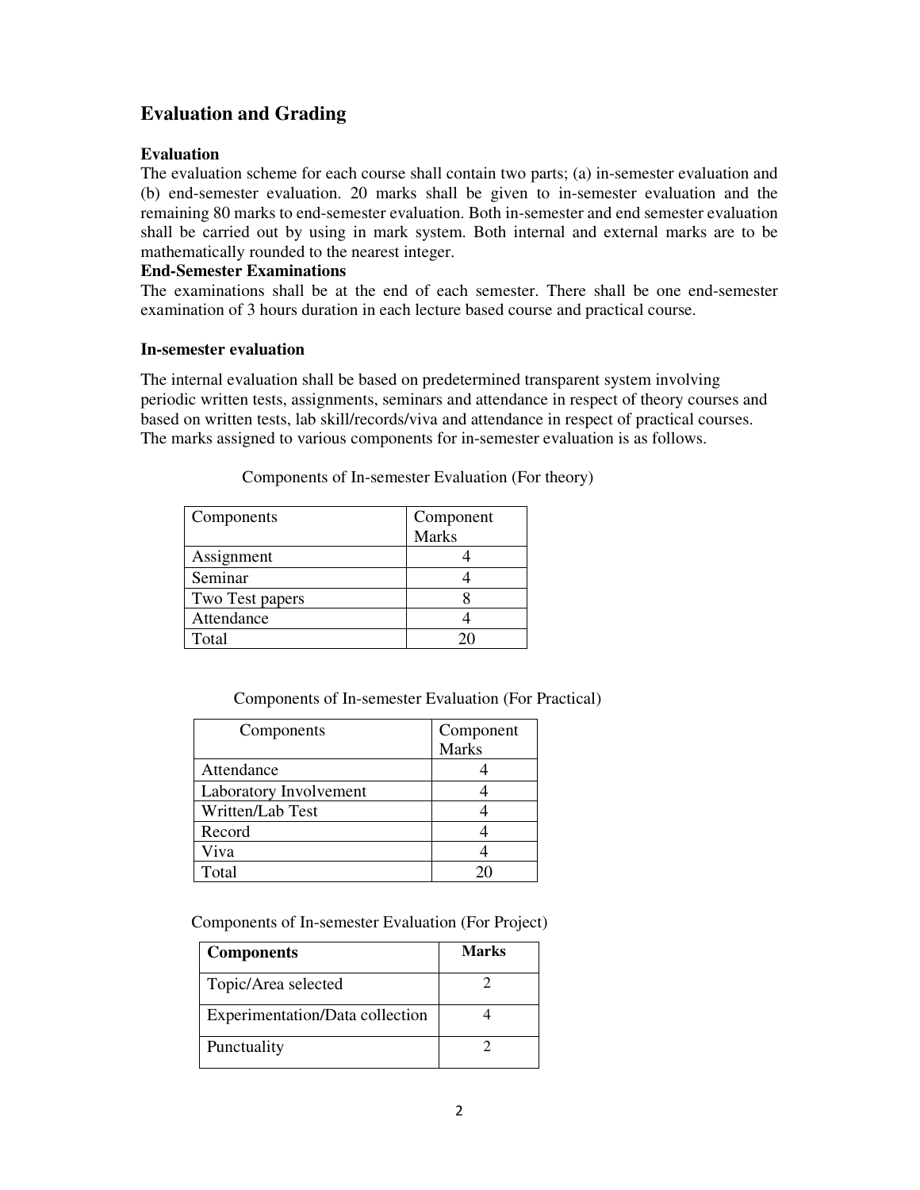## Evaluation and Grading

### Evaluation

The evaluation scheme for each course shall contain two parts; (a) in-semester evaluation and (b) end-semester evaluation. 20 marks shall be given to in-semester evaluation and the remaining 80 marks to end-semester evaluation. Both in-semester and end semester evaluation shall be carried out by using in mark system. Both internal and external marks are to be mathematically rounded to the nearest integer.

### End-Semester Examinations

The examinations shall be at the end of each semester. There shall be one end-semester examination of 3 hours duration in each lecture based course and practical course.

### In-semester evaluation

The internal evaluation shall be based on predetermined transparent system involving periodic written tests, assignments, seminars and attendance in respect of theory courses and based on written tests, lab skill/records/viva and attendance in respect of practical courses. The marks assigned to various components for in-semester evaluation is as follows.

Components of In-semester Evaluation (For theory)

| Components | Component Marks |
|---|---|
| Assignment | 4 |
| Seminar | 4 |
| Two Test papers | 8 |
| Attendance | 4 |
| Total | 20 |

Components of In-semester Evaluation (For Practical)

| Components | Component Marks |
|---|---|
| Attendance | 4 |
| Laboratory Involvement | 4 |
| Written/Lab Test | 4 |
| Record | 4 |
| Viva | 4 |
| Total | 20 |

Components of In-semester Evaluation (For Project)

| **Components** | **Marks** |
|---|---|
| Topic/Area selected | 2 |
| Experimentation/Data collection | 4 |
| Punctuality | 2 |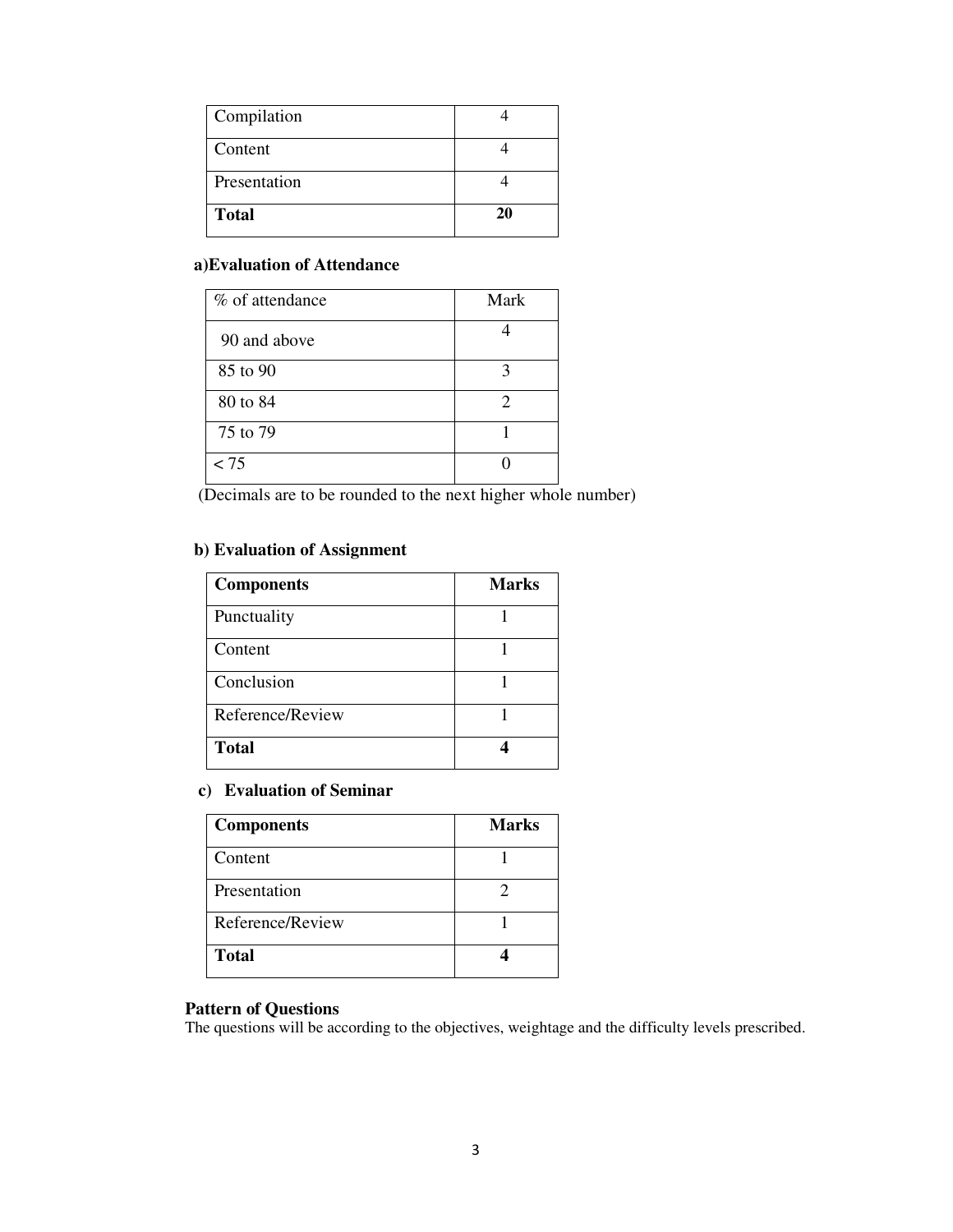| | |
|---|---|
| Compilation | 4 |
| Content | 4 |
| Presentation | 4 |
| **Total** | **20** |

**a)Evaluation of Attendance**

| % of attendance | Mark |
|---|---|
| 90 and above | 4 |
| 85 to 90 | 3 |
| 80 to 84 | 2 |
| 75 to 79 | 1 |
| < 75 | 0 |

(Decimals are to be rounded to the next higher whole number)

**b) Evaluation of Assignment**

| **Components** | **Marks** |
|---|---|
| Punctuality | 1 |
| Content | 1 |
| Conclusion | 1 |
| Reference/Review | 1 |
| **Total** | **4** |

**c) Evaluation of Seminar**

| **Components** | **Marks** |
|---|---|
| Content | 1 |
| Presentation | 2 |
| Reference/Review | 1 |
| **Total** | **4** |

**Pattern of Questions**

The questions will be according to the objectives, weightage and the difficulty levels prescribed.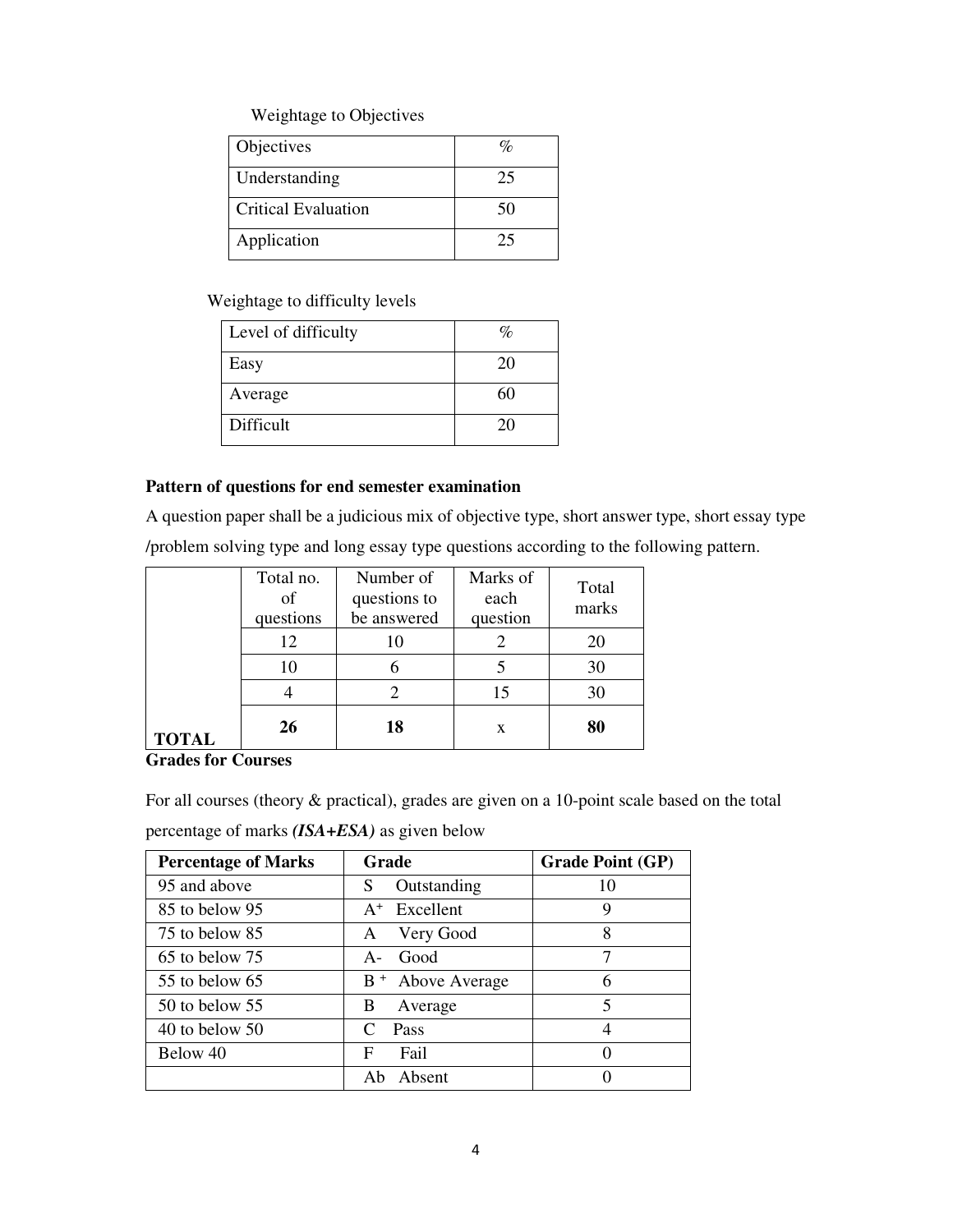Weightage to Objectives

| Objectives | % |
|---|---|
| Understanding | 25 |
| Critical Evaluation | 50 |
| Application | 25 |

Weightage to difficulty levels

| Level of difficulty | % |
|---|---|
| Easy | 20 |
| Average | 60 |
| Difficult | 20 |

**Pattern of questions for end semester examination**

A question paper shall be a judicious mix of objective type, short answer type, short essay type /problem solving type and long essay type questions according to the following pattern.

| | Total no. of questions | Number of questions to be answered | Marks of each question | Total marks |
|---|---|---|---|---|
| | 12 | 10 | 2 | 20 |
| | 10 | 6 | 5 | 30 |
| | 4 | 2 | 15 | 30 |
| **TOTAL** | **26** | **18** | x | **80** |

**Grades for Courses**

For all courses (theory & practical), grades are given on a 10-point scale based on the total percentage of marks ***(ISA+ESA)*** as given below

| **Percentage of Marks** | **Grade** | **Grade Point (GP)** |
|---|---|---|
| 95 and above | S Outstanding | 10 |
| 85 to below 95 | $A^+$ Excellent | 9 |
| 75 to below 85 | A Very Good | 8 |
| 65 to below 75 | A- Good | 7 |
| 55 to below 65 | $B^+$ Above Average | 6 |
| 50 to below 55 | B Average | 5 |
| 40 to below 50 | C Pass | 4 |
| Below 40 | F Fail | 0 |
| | Ab Absent | 0 |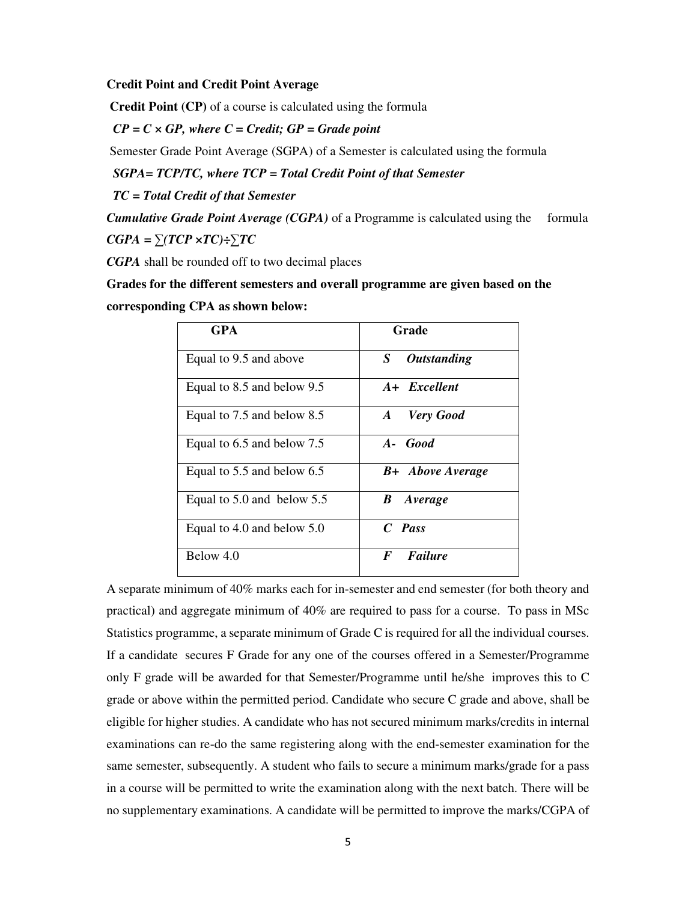**Credit Point and Credit Point Average**

**Credit Point (CP)** of a course is calculated using the formula

***CP = C × GP, where C = Credit; GP = Grade point***

Semester Grade Point Average (SGPA) of a Semester is calculated using the formula

***SGPA= TCP/TC, where TCP = Total Credit Point of that Semester***

***TC = Total Credit of that Semester***

***Cumulative Grade Point Average (CGPA)*** of a Programme is calculated using the formula

***CGPA = ∑(TCP ×TC)÷∑TC***

***CGPA*** shall be rounded off to two decimal places

**Grades for the different semesters and overall programme are given based on the corresponding CPA as shown below:**

| GPA | Grade |
|---|---|
| Equal to 9.5 and above | ***S Outstanding*** |
| Equal to 8.5 and below 9.5 | ***A+ Excellent*** |
| Equal to 7.5 and below 8.5 | ***A Very Good*** |
| Equal to 6.5 and below 7.5 | ***A- Good*** |
| Equal to 5.5 and below 6.5 | ***B+ Above Average*** |
| Equal to 5.0 and below 5.5 | ***B Average*** |
| Equal to 4.0 and below 5.0 | ***C Pass*** |
| Below 4.0 | ***F Failure*** |

A separate minimum of 40% marks each for in-semester and end semester (for both theory and practical) and aggregate minimum of 40% are required to pass for a course. To pass in MSc Statistics programme, a separate minimum of Grade C is required for all the individual courses. If a candidate secures F Grade for any one of the courses offered in a Semester/Programme only F grade will be awarded for that Semester/Programme until he/she improves this to C grade or above within the permitted period. Candidate who secure C grade and above, shall be eligible for higher studies. A candidate who has not secured minimum marks/credits in internal examinations can re-do the same registering along with the end-semester examination for the same semester, subsequently. A student who fails to secure a minimum marks/grade for a pass in a course will be permitted to write the examination along with the next batch. There will be no supplementary examinations. A candidate will be permitted to improve the marks/CGPA of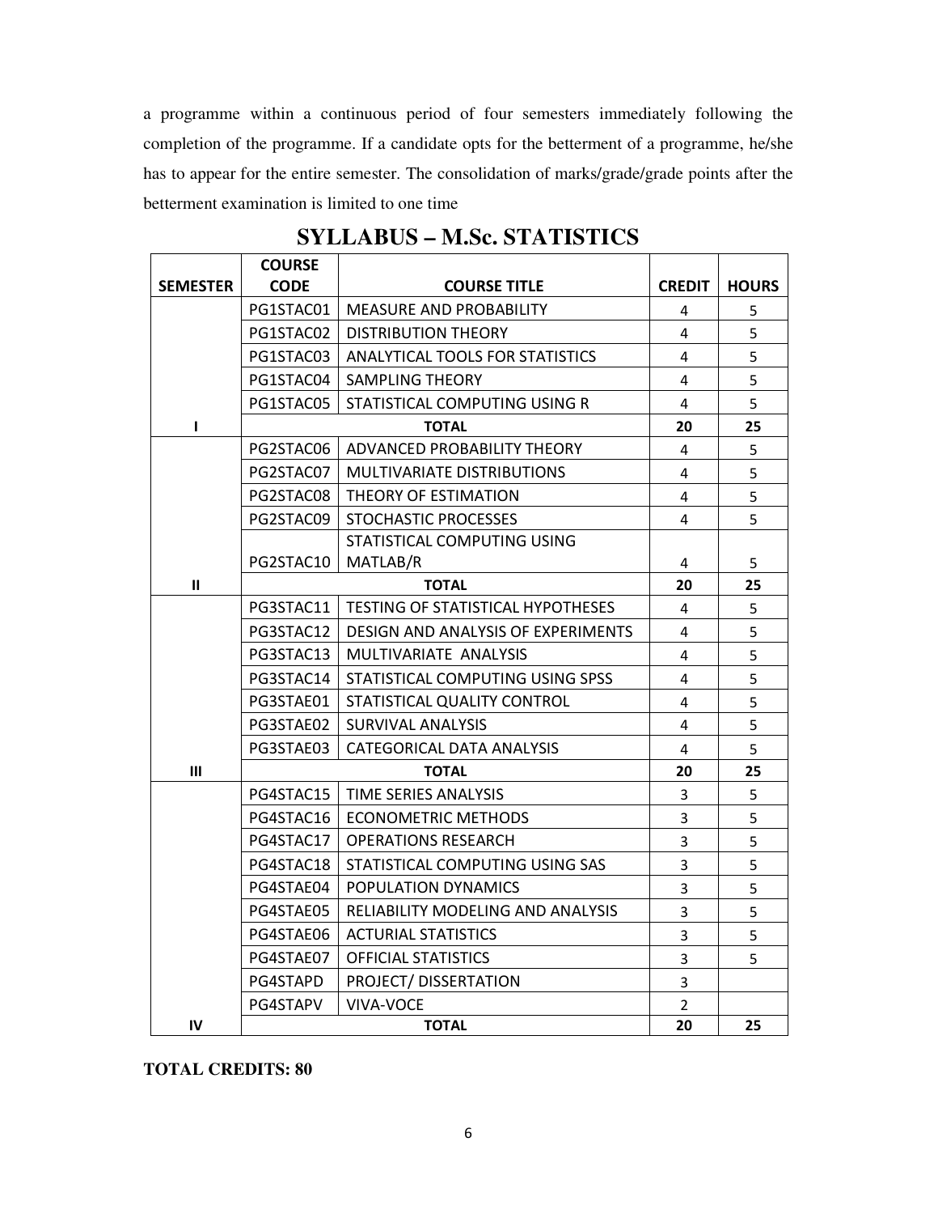a programme within a continuous period of four semesters immediately following the completion of the programme. If a candidate opts for the betterment of a programme, he/she has to appear for the entire semester. The consolidation of marks/grade/grade points after the betterment examination is limited to one time

# SYLLABUS – M.Sc. STATISTICS

| SEMESTER | COURSE CODE | COURSE TITLE | CREDIT | HOURS |
|---|---|---|---|---|
| | PG1STAC01 | MEASURE AND PROBABILITY | 4 | 5 |
| | PG1STAC02 | DISTRIBUTION THEORY | 4 | 5 |
| | PG1STAC03 | ANALYTICAL TOOLS FOR STATISTICS | 4 | 5 |
| | PG1STAC04 | SAMPLING THEORY | 4 | 5 |
| | PG1STAC05 | STATISTICAL COMPUTING USING R | 4 | 5 |
| I | | TOTAL | 20 | 25 |
| | PG2STAC06 | ADVANCED PROBABILITY THEORY | 4 | 5 |
| | PG2STAC07 | MULTIVARIATE DISTRIBUTIONS | 4 | 5 |
| | PG2STAC08 | THEORY OF ESTIMATION | 4 | 5 |
| | PG2STAC09 | STOCHASTIC PROCESSES | 4 | 5 |
| | PG2STAC10 | STATISTICAL COMPUTING USING MATLAB/R | 4 | 5 |
| II | | TOTAL | 20 | 25 |
| | PG3STAC11 | TESTING OF STATISTICAL HYPOTHESES | 4 | 5 |
| | PG3STAC12 | DESIGN AND ANALYSIS OF EXPERIMENTS | 4 | 5 |
| | PG3STAC13 | MULTIVARIATE ANALYSIS | 4 | 5 |
| | PG3STAC14 | STATISTICAL COMPUTING USING SPSS | 4 | 5 |
| | PG3STAE01 | STATISTICAL QUALITY CONTROL | 4 | 5 |
| | PG3STAE02 | SURVIVAL ANALYSIS | 4 | 5 |
| | PG3STAE03 | CATEGORICAL DATA ANALYSIS | 4 | 5 |
| III | | TOTAL | 20 | 25 |
| | PG4STAC15 | TIME SERIES ANALYSIS | 3 | 5 |
| | PG4STAC16 | ECONOMETRIC METHODS | 3 | 5 |
| | PG4STAC17 | OPERATIONS RESEARCH | 3 | 5 |
| | PG4STAC18 | STATISTICAL COMPUTING USING SAS | 3 | 5 |
| | PG4STAE04 | POPULATION DYNAMICS | 3 | 5 |
| | PG4STAE05 | RELIABILITY MODELING AND ANALYSIS | 3 | 5 |
| | PG4STAE06 | ACTURIAL STATISTICS | 3 | 5 |
| | PG4STAE07 | OFFICIAL STATISTICS | 3 | 5 |
| | PG4STAPD | PROJECT/ DISSERTATION | 3 | |
| | PG4STAPV | VIVA-VOCE | 2 | |
| IV | | TOTAL | 20 | 25 |

**TOTAL CREDITS: 80**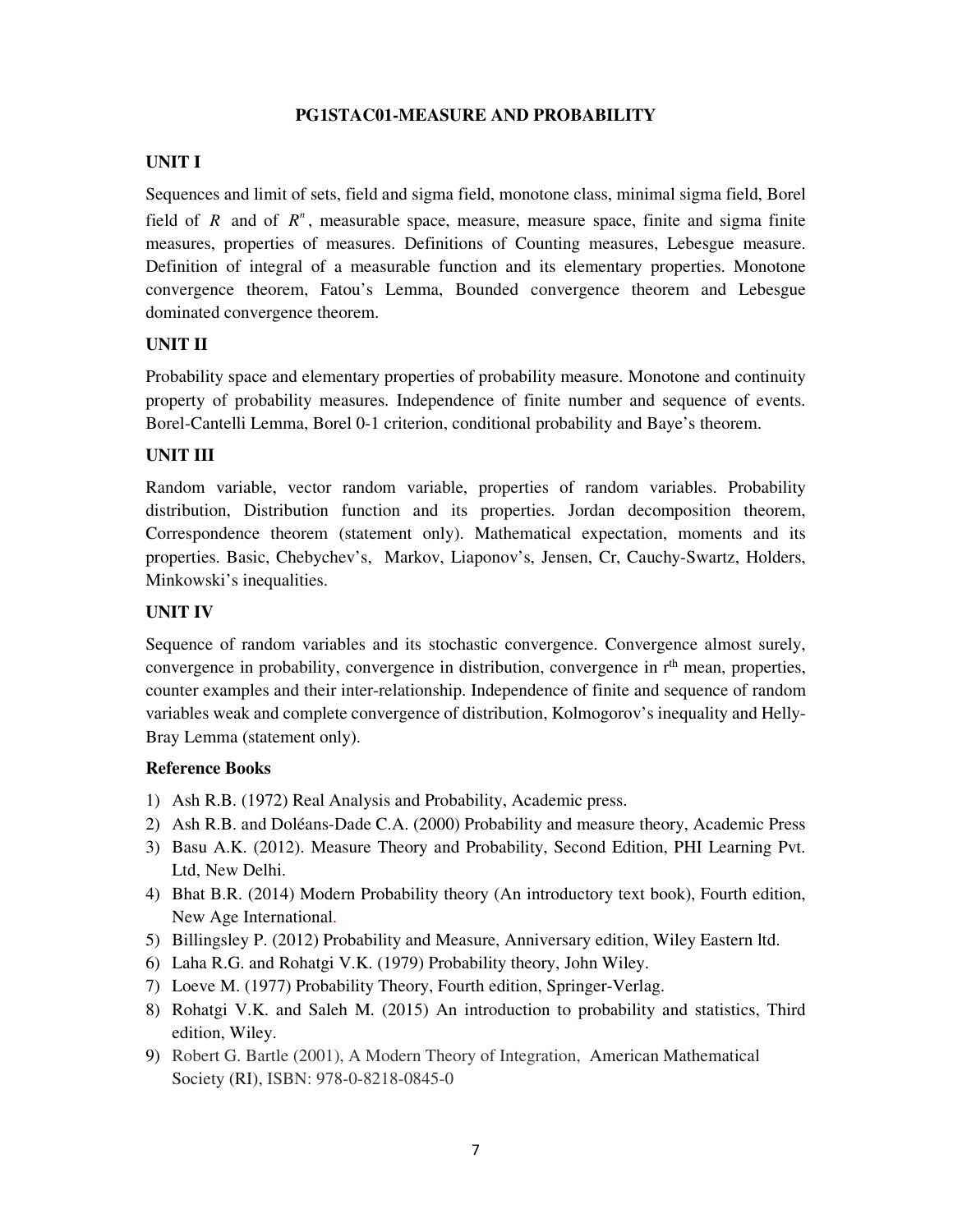# PG1STAC01-MEASURE AND PROBABILITY

## UNIT I

Sequences and limit of sets, field and sigma field, monotone class, minimal sigma field, Borel field of $R$ and of $R^n$, measurable space, measure, measure space, finite and sigma finite measures, properties of measures. Definitions of Counting measures, Lebesgue measure. Definition of integral of a measurable function and its elementary properties. Monotone convergence theorem, Fatou's Lemma, Bounded convergence theorem and Lebesgue dominated convergence theorem.

## UNIT II

Probability space and elementary properties of probability measure. Monotone and continuity property of probability measures. Independence of finite number and sequence of events. Borel-Cantelli Lemma, Borel 0-1 criterion, conditional probability and Baye's theorem.

## UNIT III

Random variable, vector random variable, properties of random variables. Probability distribution, Distribution function and its properties. Jordan decomposition theorem, Correspondence theorem (statement only). Mathematical expectation, moments and its properties. Basic, Chebychev's, Markov, Liaponov's, Jensen, Cr, Cauchy-Swartz, Holders, Minkowski's inequalities.

## UNIT IV

Sequence of random variables and its stochastic convergence. Convergence almost surely, convergence in probability, convergence in distribution, convergence in $r^{th}$ mean, properties, counter examples and their inter-relationship. Independence of finite and sequence of random variables weak and complete convergence of distribution, Kolmogorov's inequality and Helly-Bray Lemma (statement only).

## Reference Books

1) Ash R.B. (1972) Real Analysis and Probability, Academic press.
2) Ash R.B. and Doléans-Dade C.A. (2000) Probability and measure theory, Academic Press
3) Basu A.K. (2012). Measure Theory and Probability, Second Edition, PHI Learning Pvt. Ltd, New Delhi.
4) Bhat B.R. (2014) Modern Probability theory (An introductory text book), Fourth edition, New Age International.
5) Billingsley P. (2012) Probability and Measure, Anniversary edition, Wiley Eastern ltd.
6) Laha R.G. and Rohatgi V.K. (1979) Probability theory, John Wiley.
7) Loeve M. (1977) Probability Theory, Fourth edition, Springer-Verlag.
8) Rohatgi V.K. and Saleh M. (2015) An introduction to probability and statistics, Third edition, Wiley.
9) Robert G. Bartle (2001), A Modern Theory of Integration, American Mathematical Society (RI), ISBN: 978-0-8218-0845-0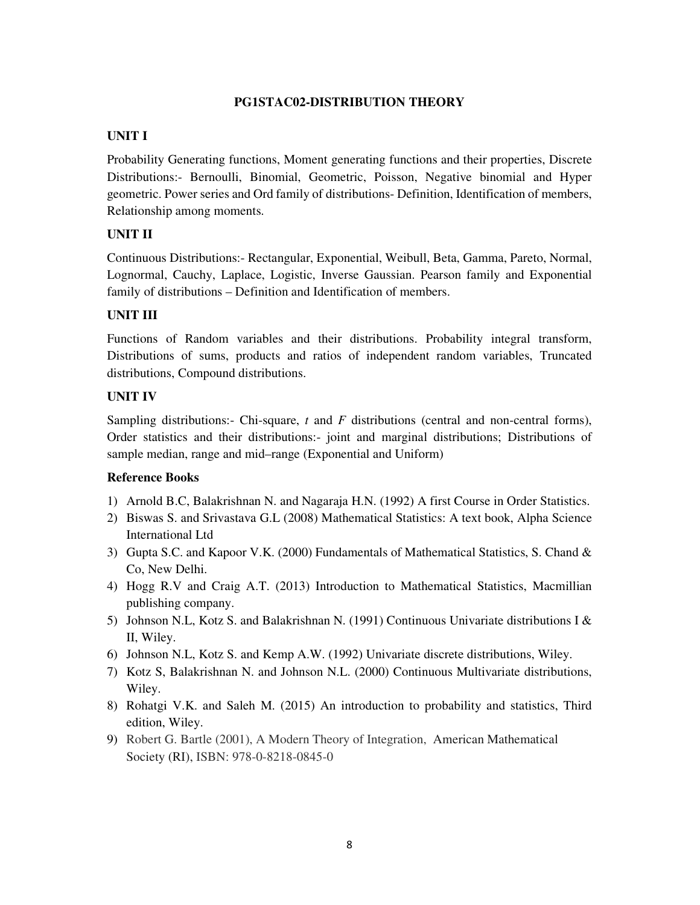## PG1STAC02-DISTRIBUTION THEORY

### UNIT I

Probability Generating functions, Moment generating functions and their properties, Discrete Distributions:- Bernoulli, Binomial, Geometric, Poisson, Negative binomial and Hyper geometric. Power series and Ord family of distributions- Definition, Identification of members, Relationship among moments.

### UNIT II

Continuous Distributions:- Rectangular, Exponential, Weibull, Beta, Gamma, Pareto, Normal, Lognormal, Cauchy, Laplace, Logistic, Inverse Gaussian. Pearson family and Exponential family of distributions – Definition and Identification of members.

### UNIT III

Functions of Random variables and their distributions. Probability integral transform, Distributions of sums, products and ratios of independent random variables, Truncated distributions, Compound distributions.

### UNIT IV

Sampling distributions:- Chi-square, *t* and *F* distributions (central and non-central forms), Order statistics and their distributions:- joint and marginal distributions; Distributions of sample median, range and mid–range (Exponential and Uniform)

### Reference Books

1) Arnold B.C, Balakrishnan N. and Nagaraja H.N. (1992) A first Course in Order Statistics.
2) Biswas S. and Srivastava G.L (2008) Mathematical Statistics: A text book, Alpha Science International Ltd
3) Gupta S.C. and Kapoor V.K. (2000) Fundamentals of Mathematical Statistics, S. Chand & Co, New Delhi.
4) Hogg R.V and Craig A.T. (2013) Introduction to Mathematical Statistics, Macmillian publishing company.
5) Johnson N.L, Kotz S. and Balakrishnan N. (1991) Continuous Univariate distributions I & II, Wiley.
6) Johnson N.L, Kotz S. and Kemp A.W. (1992) Univariate discrete distributions, Wiley.
7) Kotz S, Balakrishnan N. and Johnson N.L. (2000) Continuous Multivariate distributions, Wiley.
8) Rohatgi V.K. and Saleh M. (2015) An introduction to probability and statistics, Third edition, Wiley.
9) Robert G. Bartle (2001), A Modern Theory of Integration, American Mathematical Society (RI), ISBN: 978-0-8218-0845-0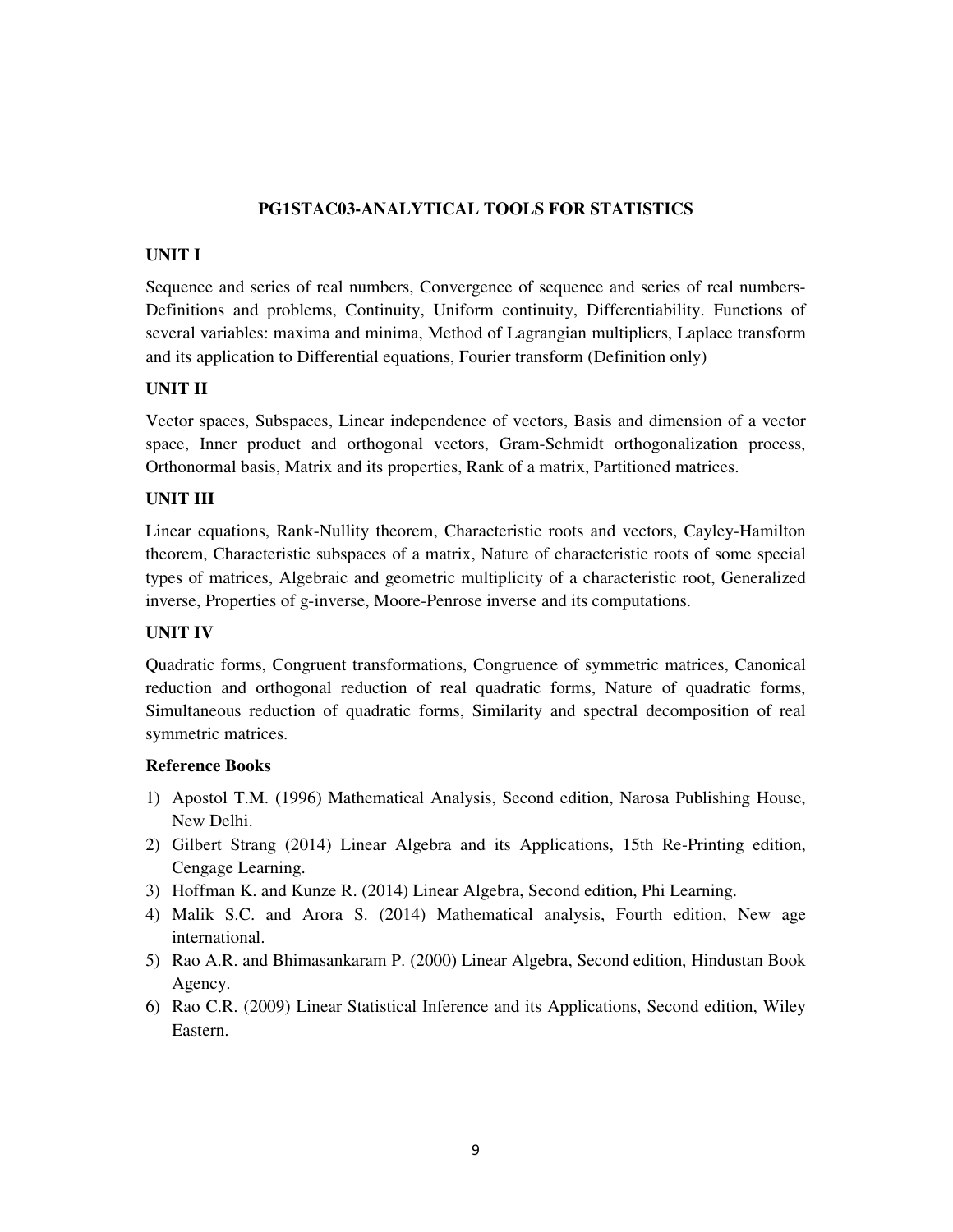## PG1STAC03-ANALYTICAL TOOLS FOR STATISTICS

### UNIT I

Sequence and series of real numbers, Convergence of sequence and series of real numbers-Definitions and problems, Continuity, Uniform continuity, Differentiability. Functions of several variables: maxima and minima, Method of Lagrangian multipliers, Laplace transform and its application to Differential equations, Fourier transform (Definition only)

### UNIT II

Vector spaces, Subspaces, Linear independence of vectors, Basis and dimension of a vector space, Inner product and orthogonal vectors, Gram-Schmidt orthogonalization process, Orthonormal basis, Matrix and its properties, Rank of a matrix, Partitioned matrices.

### UNIT III

Linear equations, Rank-Nullity theorem, Characteristic roots and vectors, Cayley-Hamilton theorem, Characteristic subspaces of a matrix, Nature of characteristic roots of some special types of matrices, Algebraic and geometric multiplicity of a characteristic root, Generalized inverse, Properties of g-inverse, Moore-Penrose inverse and its computations.

### UNIT IV

Quadratic forms, Congruent transformations, Congruence of symmetric matrices, Canonical reduction and orthogonal reduction of real quadratic forms, Nature of quadratic forms, Simultaneous reduction of quadratic forms, Similarity and spectral decomposition of real symmetric matrices.

### Reference Books

1) Apostol T.M. (1996) Mathematical Analysis, Second edition, Narosa Publishing House, New Delhi.
2) Gilbert Strang (2014) Linear Algebra and its Applications, 15th Re-Printing edition, Cengage Learning.
3) Hoffman K. and Kunze R. (2014) Linear Algebra, Second edition, Phi Learning.
4) Malik S.C. and Arora S. (2014) Mathematical analysis, Fourth edition, New age international.
5) Rao A.R. and Bhimasankaram P. (2000) Linear Algebra, Second edition, Hindustan Book Agency.
6) Rao C.R. (2009) Linear Statistical Inference and its Applications, Second edition, Wiley Eastern.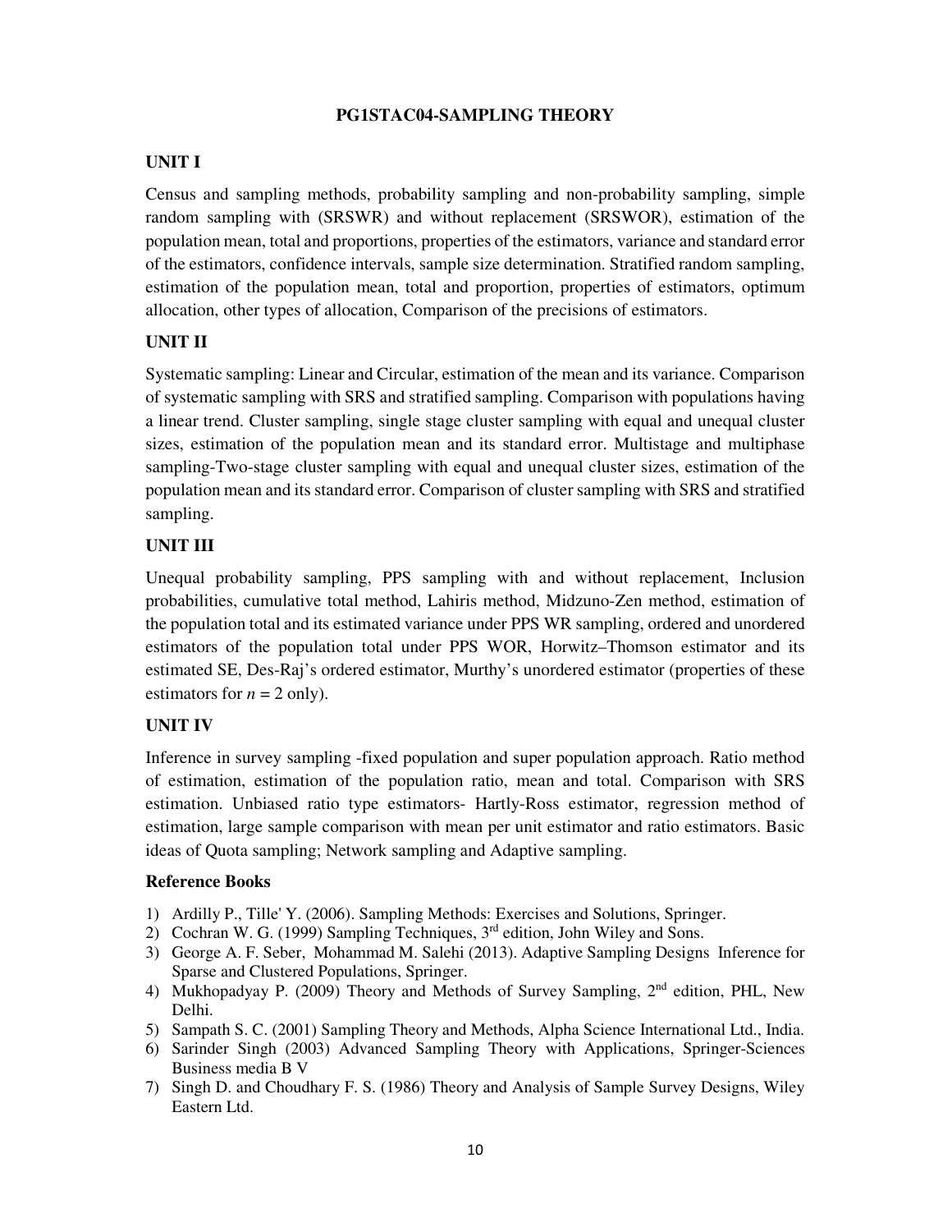## PG1STAC04-SAMPLING THEORY

### UNIT I

Census and sampling methods, probability sampling and non-probability sampling, simple random sampling with (SRSWR) and without replacement (SRSWOR), estimation of the population mean, total and proportions, properties of the estimators, variance and standard error of the estimators, confidence intervals, sample size determination. Stratified random sampling, estimation of the population mean, total and proportion, properties of estimators, optimum allocation, other types of allocation, Comparison of the precisions of estimators.

### UNIT II

Systematic sampling: Linear and Circular, estimation of the mean and its variance. Comparison of systematic sampling with SRS and stratified sampling. Comparison with populations having a linear trend. Cluster sampling, single stage cluster sampling with equal and unequal cluster sizes, estimation of the population mean and its standard error. Multistage and multiphase sampling-Two-stage cluster sampling with equal and unequal cluster sizes, estimation of the population mean and its standard error. Comparison of cluster sampling with SRS and stratified sampling.

### UNIT III

Unequal probability sampling, PPS sampling with and without replacement, Inclusion probabilities, cumulative total method, Lahiris method, Midzuno-Zen method, estimation of the population total and its estimated variance under PPS WR sampling, ordered and unordered estimators of the population total under PPS WOR, Horwitz–Thomson estimator and its estimated SE, Des-Raj's ordered estimator, Murthy's unordered estimator (properties of these estimators for $n = 2$ only).

### UNIT IV

Inference in survey sampling -fixed population and super population approach. Ratio method of estimation, estimation of the population ratio, mean and total. Comparison with SRS estimation. Unbiased ratio type estimators- Hartly-Ross estimator, regression method of estimation, large sample comparison with mean per unit estimator and ratio estimators. Basic ideas of Quota sampling; Network sampling and Adaptive sampling.

### Reference Books

1) Ardilly P., Tille' Y. (2006). Sampling Methods: Exercises and Solutions, Springer.
2) Cochran W. G. (1999) Sampling Techniques, 3rd edition, John Wiley and Sons.
3) George A. F. Seber, Mohammad M. Salehi (2013). Adaptive Sampling Designs Inference for Sparse and Clustered Populations, Springer.
4) Mukhopadyay P. (2009) Theory and Methods of Survey Sampling, 2nd edition, PHL, New Delhi.
5) Sampath S. C. (2001) Sampling Theory and Methods, Alpha Science International Ltd., India.
6) Sarinder Singh (2003) Advanced Sampling Theory with Applications, Springer-Sciences Business media B V
7) Singh D. and Choudhary F. S. (1986) Theory and Analysis of Sample Survey Designs, Wiley Eastern Ltd.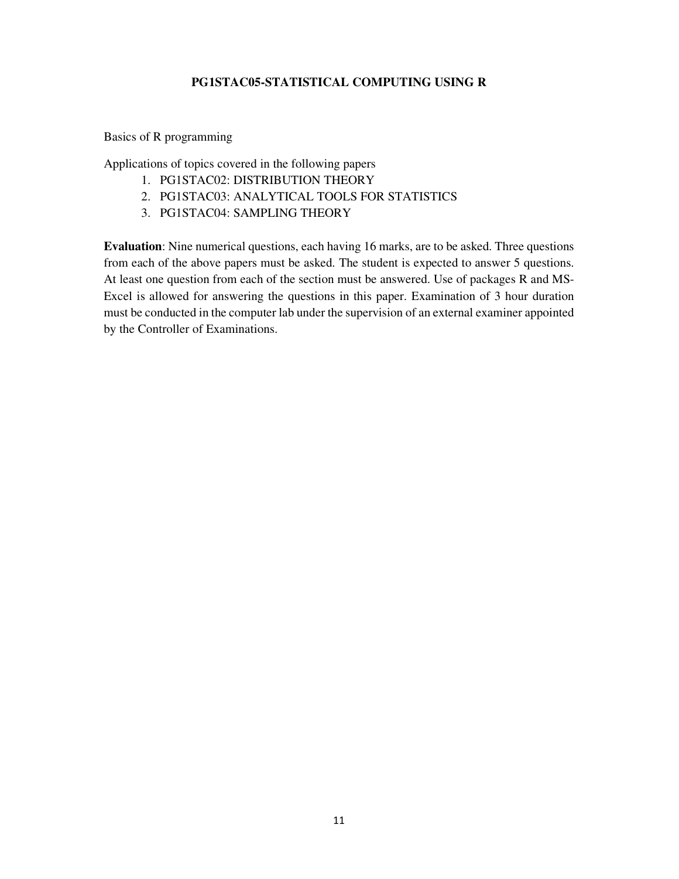# PG1STAC05-STATISTICAL COMPUTING USING R

Basics of R programming

Applications of topics covered in the following papers

1. PG1STAC02: DISTRIBUTION THEORY
2. PG1STAC03: ANALYTICAL TOOLS FOR STATISTICS
3. PG1STAC04: SAMPLING THEORY

**Evaluation**: Nine numerical questions, each having 16 marks, are to be asked. Three questions from each of the above papers must be asked. The student is expected to answer 5 questions. At least one question from each of the section must be answered. Use of packages R and MS-Excel is allowed for answering the questions in this paper. Examination of 3 hour duration must be conducted in the computer lab under the supervision of an external examiner appointed by the Controller of Examinations.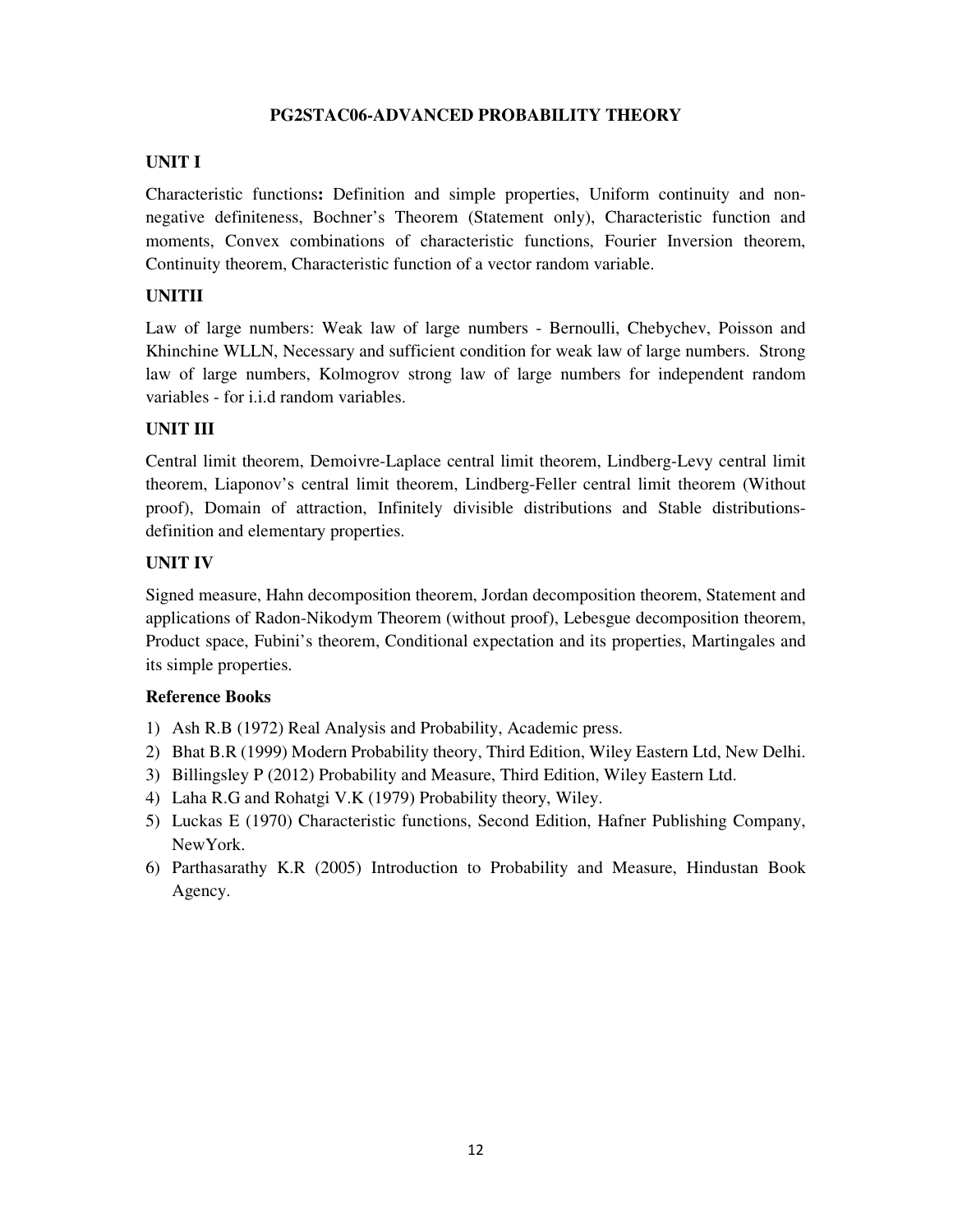## PG2STAC06-ADVANCED PROBABILITY THEORY

### UNIT I

Characteristic functions**:** Definition and simple properties, Uniform continuity and non-negative definiteness, Bochner's Theorem (Statement only), Characteristic function and moments, Convex combinations of characteristic functions, Fourier Inversion theorem, Continuity theorem, Characteristic function of a vector random variable.

### UNITII

Law of large numbers: Weak law of large numbers - Bernoulli, Chebychev, Poisson and Khinchine WLLN, Necessary and sufficient condition for weak law of large numbers. Strong law of large numbers, Kolmogrov strong law of large numbers for independent random variables - for i.i.d random variables.

### UNIT III

Central limit theorem, Demoivre-Laplace central limit theorem, Lindberg-Levy central limit theorem, Liaponov's central limit theorem, Lindberg-Feller central limit theorem (Without proof), Domain of attraction, Infinitely divisible distributions and Stable distributions-definition and elementary properties.

### UNIT IV

Signed measure, Hahn decomposition theorem, Jordan decomposition theorem, Statement and applications of Radon-Nikodym Theorem (without proof), Lebesgue decomposition theorem, Product space, Fubini's theorem, Conditional expectation and its properties, Martingales and its simple properties.

### Reference Books

1) Ash R.B (1972) Real Analysis and Probability, Academic press.
2) Bhat B.R (1999) Modern Probability theory, Third Edition, Wiley Eastern Ltd, New Delhi.
3) Billingsley P (2012) Probability and Measure, Third Edition, Wiley Eastern Ltd.
4) Laha R.G and Rohatgi V.K (1979) Probability theory, Wiley.
5) Luckas E (1970) Characteristic functions, Second Edition, Hafner Publishing Company, NewYork.
6) Parthasarathy K.R (2005) Introduction to Probability and Measure, Hindustan Book Agency.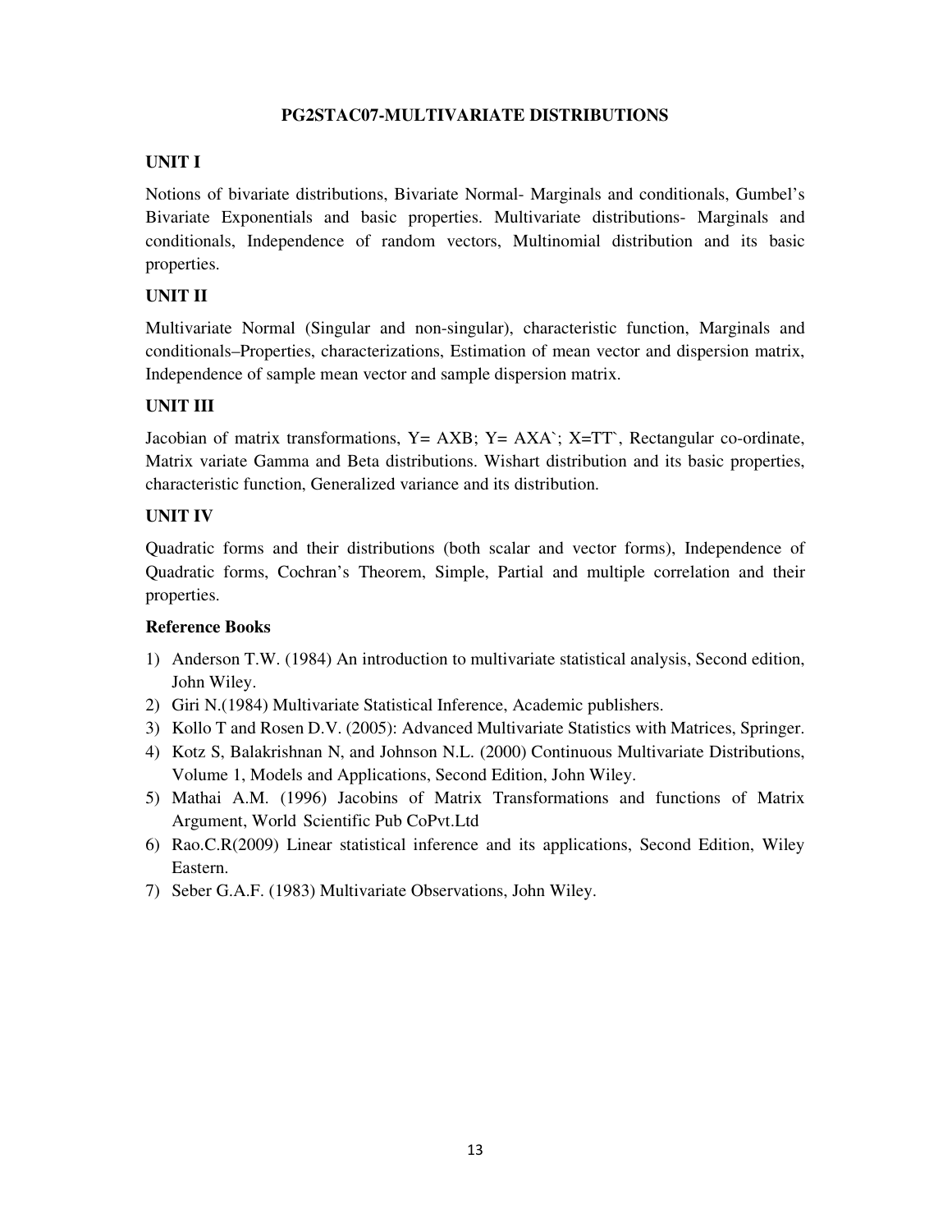# PG2STAC07-MULTIVARIATE DISTRIBUTIONS

## UNIT I

Notions of bivariate distributions, Bivariate Normal- Marginals and conditionals, Gumbel's Bivariate Exponentials and basic properties. Multivariate distributions- Marginals and conditionals, Independence of random vectors, Multinomial distribution and its basic properties.

## UNIT II

Multivariate Normal (Singular and non-singular), characteristic function, Marginals and conditionals–Properties, characterizations, Estimation of mean vector and dispersion matrix, Independence of sample mean vector and sample dispersion matrix.

## UNIT III

Jacobian of matrix transformations, $Y = AXB$; $Y = AXA`$; $X=TT`$, Rectangular co-ordinate, Matrix variate Gamma and Beta distributions. Wishart distribution and its basic properties, characteristic function, Generalized variance and its distribution.

## UNIT IV

Quadratic forms and their distributions (both scalar and vector forms), Independence of Quadratic forms, Cochran's Theorem, Simple, Partial and multiple correlation and their properties.

### Reference Books

1) Anderson T.W. (1984) An introduction to multivariate statistical analysis, Second edition, John Wiley.
2) Giri N.(1984) Multivariate Statistical Inference, Academic publishers.
3) Kollo T and Rosen D.V. (2005): Advanced Multivariate Statistics with Matrices, Springer.
4) Kotz S, Balakrishnan N, and Johnson N.L. (2000) Continuous Multivariate Distributions, Volume 1, Models and Applications, Second Edition, John Wiley.
5) Mathai A.M. (1996) Jacobins of Matrix Transformations and functions of Matrix Argument, World Scientific Pub CoPvt.Ltd
6) Rao.C.R(2009) Linear statistical inference and its applications, Second Edition, Wiley Eastern.
7) Seber G.A.F. (1983) Multivariate Observations, John Wiley.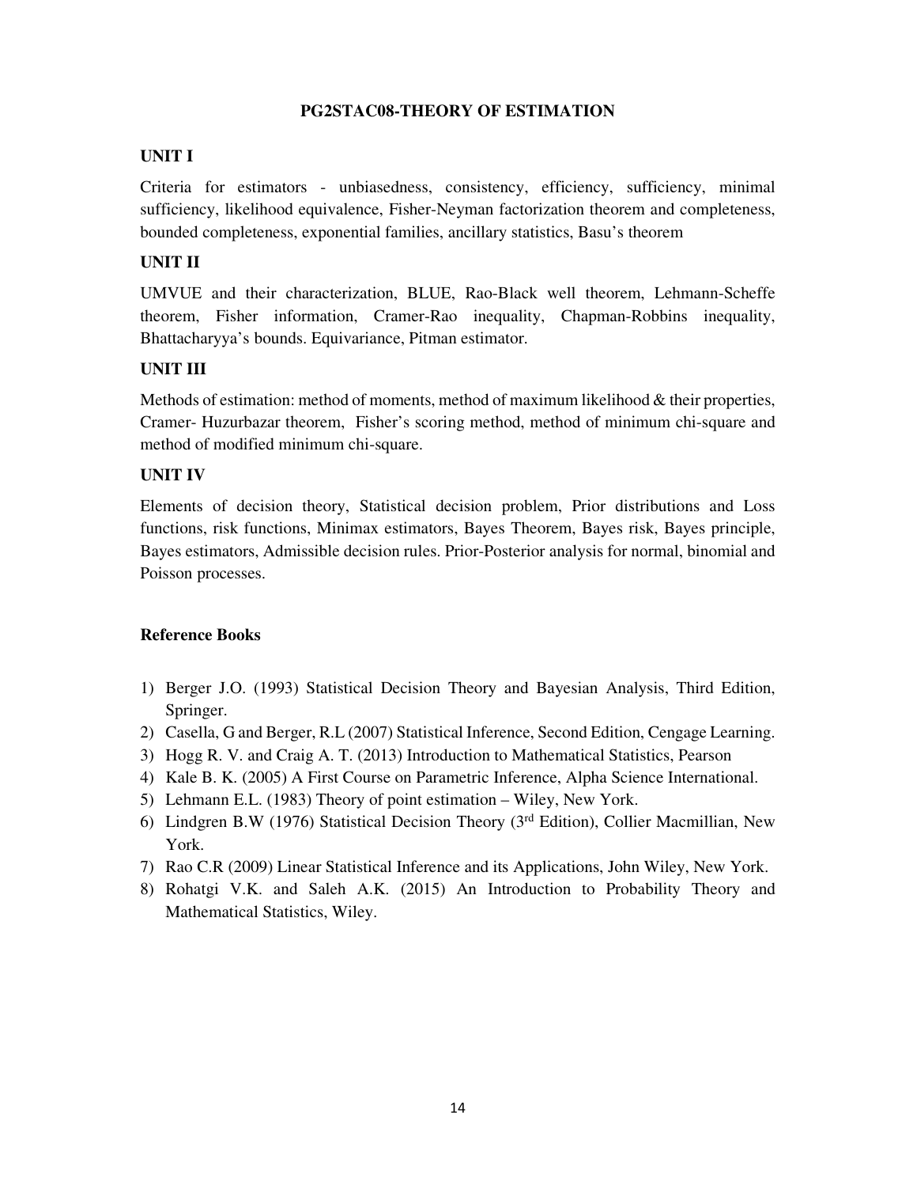## PG2STAC08-THEORY OF ESTIMATION

### UNIT I

Criteria for estimators - unbiasedness, consistency, efficiency, sufficiency, minimal sufficiency, likelihood equivalence, Fisher-Neyman factorization theorem and completeness, bounded completeness, exponential families, ancillary statistics, Basu's theorem

### UNIT II

UMVUE and their characterization, BLUE, Rao-Black well theorem, Lehmann-Scheffe theorem, Fisher information, Cramer-Rao inequality, Chapman-Robbins inequality, Bhattacharyya's bounds. Equivariance, Pitman estimator.

### UNIT III

Methods of estimation: method of moments, method of maximum likelihood & their properties, Cramer- Huzurbazar theorem, Fisher's scoring method, method of minimum chi-square and method of modified minimum chi-square.

### UNIT IV

Elements of decision theory, Statistical decision problem, Prior distributions and Loss functions, risk functions, Minimax estimators, Bayes Theorem, Bayes risk, Bayes principle, Bayes estimators, Admissible decision rules. Prior-Posterior analysis for normal, binomial and Poisson processes.

### Reference Books

1) Berger J.O. (1993) Statistical Decision Theory and Bayesian Analysis, Third Edition, Springer.
2) Casella, G and Berger, R.L (2007) Statistical Inference, Second Edition, Cengage Learning.
3) Hogg R. V. and Craig A. T. (2013) Introduction to Mathematical Statistics, Pearson
4) Kale B. K. (2005) A First Course on Parametric Inference, Alpha Science International.
5) Lehmann E.L. (1983) Theory of point estimation – Wiley, New York.
6) Lindgren B.W (1976) Statistical Decision Theory (3rd Edition), Collier Macmillian, New York.
7) Rao C.R (2009) Linear Statistical Inference and its Applications, John Wiley, New York.
8) Rohatgi V.K. and Saleh A.K. (2015) An Introduction to Probability Theory and Mathematical Statistics, Wiley.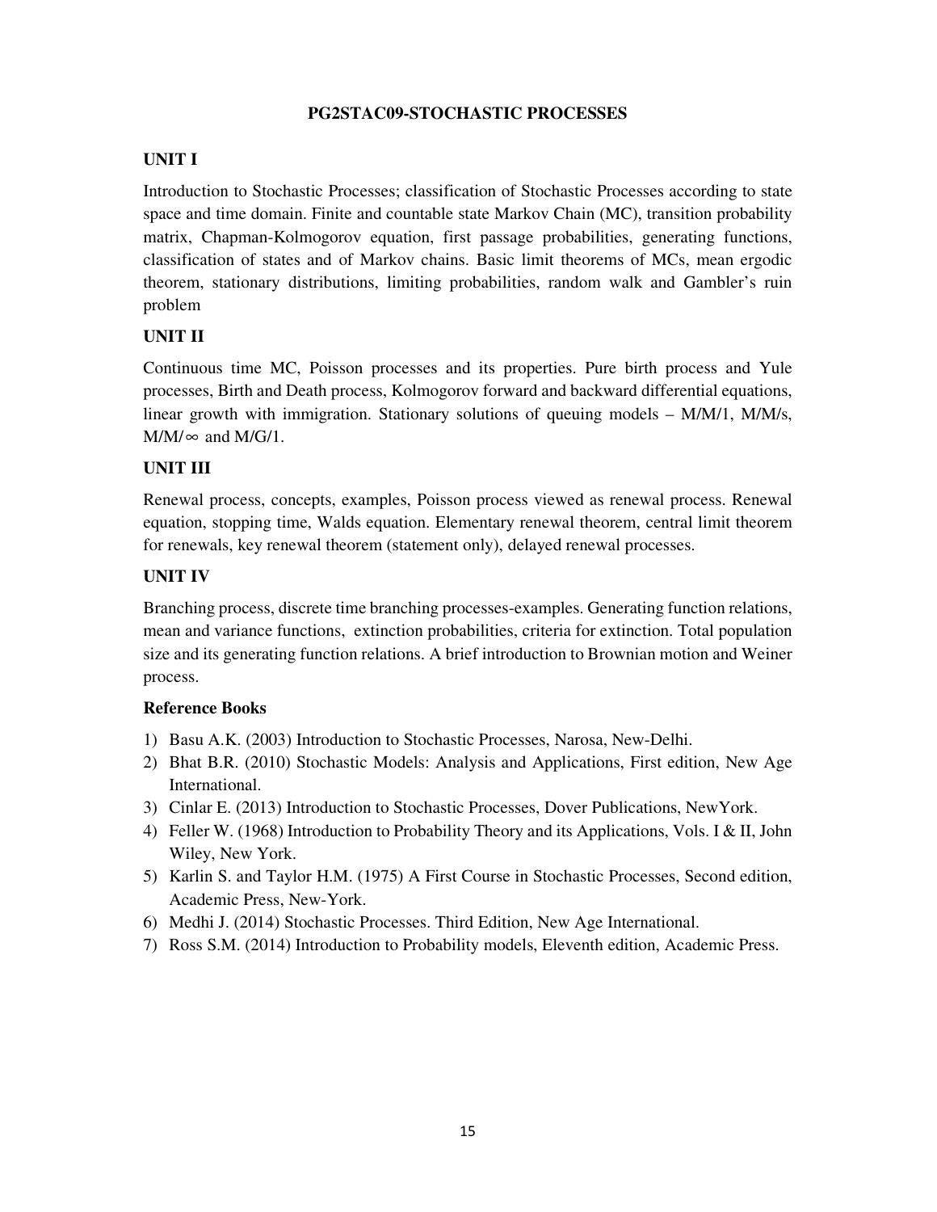## PG2STAC09-STOCHASTIC PROCESSES

### UNIT I

Introduction to Stochastic Processes; classification of Stochastic Processes according to state space and time domain. Finite and countable state Markov Chain (MC), transition probability matrix, Chapman-Kolmogorov equation, first passage probabilities, generating functions, classification of states and of Markov chains. Basic limit theorems of MCs, mean ergodic theorem, stationary distributions, limiting probabilities, random walk and Gambler's ruin problem

### UNIT II

Continuous time MC, Poisson processes and its properties. Pure birth process and Yule processes, Birth and Death process, Kolmogorov forward and backward differential equations, linear growth with immigration. Stationary solutions of queuing models – M/M/1, M/M/s, $M/M/\infty$ and M/G/1.

### UNIT III

Renewal process, concepts, examples, Poisson process viewed as renewal process. Renewal equation, stopping time, Walds equation. Elementary renewal theorem, central limit theorem for renewals, key renewal theorem (statement only), delayed renewal processes.

### UNIT IV

Branching process, discrete time branching processes-examples. Generating function relations, mean and variance functions, extinction probabilities, criteria for extinction. Total population size and its generating function relations. A brief introduction to Brownian motion and Weiner process.

**Reference Books**

1) Basu A.K. (2003) Introduction to Stochastic Processes, Narosa, New-Delhi.
2) Bhat B.R. (2010) Stochastic Models: Analysis and Applications, First edition, New Age International.
3) Cinlar E. (2013) Introduction to Stochastic Processes, Dover Publications, NewYork.
4) Feller W. (1968) Introduction to Probability Theory and its Applications, Vols. I & II, John Wiley, New York.
5) Karlin S. and Taylor H.M. (1975) A First Course in Stochastic Processes, Second edition, Academic Press, New-York.
6) Medhi J. (2014) Stochastic Processes. Third Edition, New Age International.
7) Ross S.M. (2014) Introduction to Probability models, Eleventh edition, Academic Press.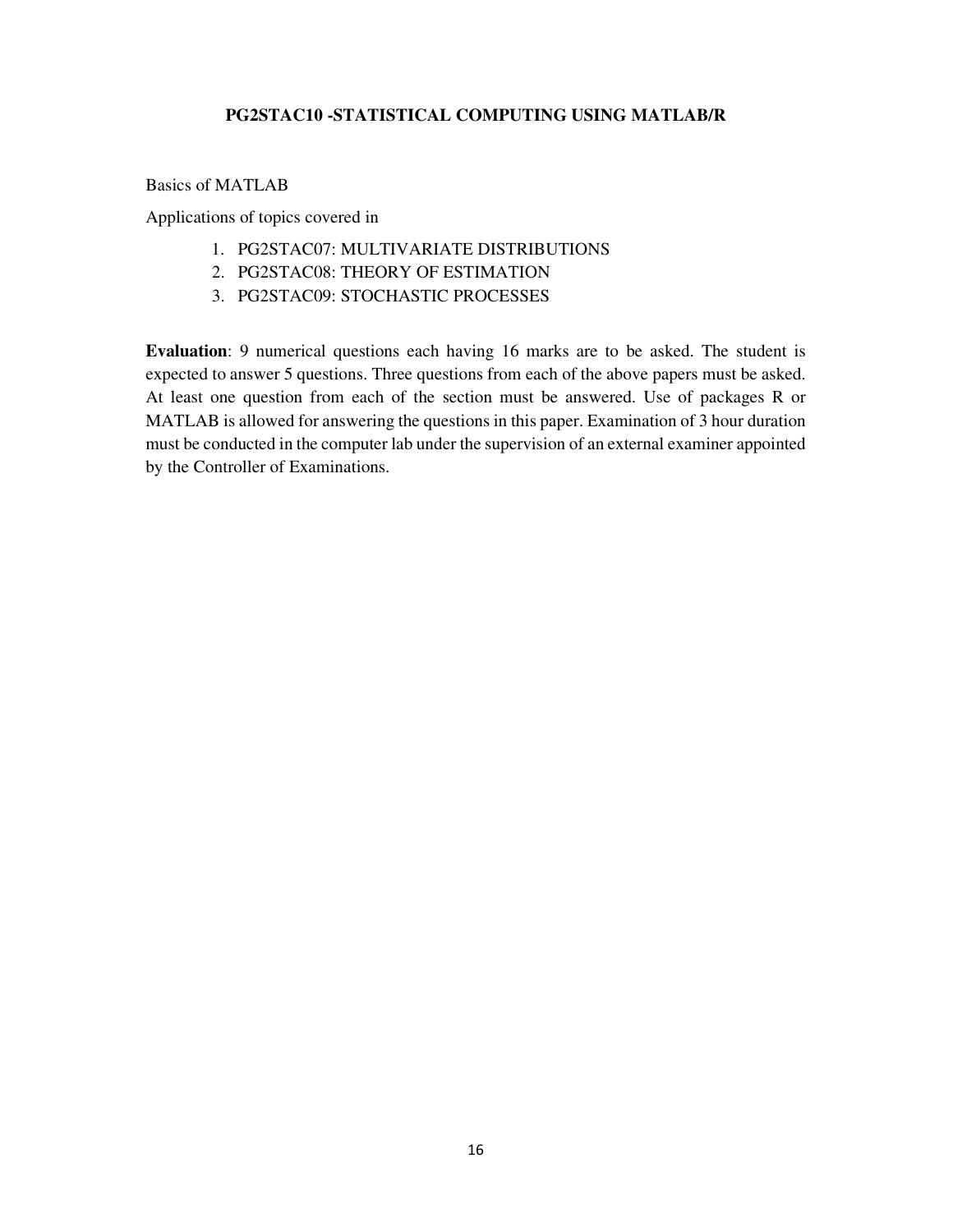## PG2STAC10 -STATISTICAL COMPUTING USING MATLAB/R

Basics of MATLAB

Applications of topics covered in

1. PG2STAC07: MULTIVARIATE DISTRIBUTIONS
2. PG2STAC08: THEORY OF ESTIMATION
3. PG2STAC09: STOCHASTIC PROCESSES

**Evaluation**: 9 numerical questions each having 16 marks are to be asked. The student is expected to answer 5 questions. Three questions from each of the above papers must be asked. At least one question from each of the section must be answered. Use of packages R or MATLAB is allowed for answering the questions in this paper. Examination of 3 hour duration must be conducted in the computer lab under the supervision of an external examiner appointed by the Controller of Examinations.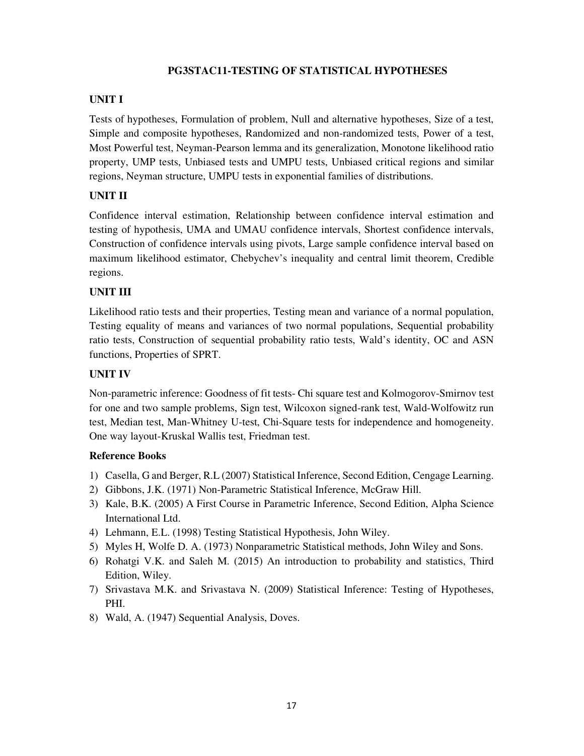# PG3STAC11-TESTING OF STATISTICAL HYPOTHESES

## UNIT I

Tests of hypotheses, Formulation of problem, Null and alternative hypotheses, Size of a test, Simple and composite hypotheses, Randomized and non-randomized tests, Power of a test, Most Powerful test, Neyman-Pearson lemma and its generalization, Monotone likelihood ratio property, UMP tests, Unbiased tests and UMPU tests, Unbiased critical regions and similar regions, Neyman structure, UMPU tests in exponential families of distributions.

## UNIT II

Confidence interval estimation, Relationship between confidence interval estimation and testing of hypothesis, UMA and UMAU confidence intervals, Shortest confidence intervals, Construction of confidence intervals using pivots, Large sample confidence interval based on maximum likelihood estimator, Chebychev's inequality and central limit theorem, Credible regions.

## UNIT III

Likelihood ratio tests and their properties, Testing mean and variance of a normal population, Testing equality of means and variances of two normal populations, Sequential probability ratio tests, Construction of sequential probability ratio tests, Wald's identity, OC and ASN functions, Properties of SPRT.

## UNIT IV

Non-parametric inference: Goodness of fit tests- Chi square test and Kolmogorov-Smirnov test for one and two sample problems, Sign test, Wilcoxon signed-rank test, Wald-Wolfowitz run test, Median test, Man-Whitney U-test, Chi-Square tests for independence and homogeneity. One way layout-Kruskal Wallis test, Friedman test.

### Reference Books

1) Casella, G and Berger, R.L (2007) Statistical Inference, Second Edition, Cengage Learning.
2) Gibbons, J.K. (1971) Non-Parametric Statistical Inference, McGraw Hill.
3) Kale, B.K. (2005) A First Course in Parametric Inference, Second Edition, Alpha Science International Ltd.
4) Lehmann, E.L. (1998) Testing Statistical Hypothesis, John Wiley.
5) Myles H, Wolfe D. A. (1973) Nonparametric Statistical methods, John Wiley and Sons.
6) Rohatgi V.K. and Saleh M. (2015) An introduction to probability and statistics, Third Edition, Wiley.
7) Srivastava M.K. and Srivastava N. (2009) Statistical Inference: Testing of Hypotheses, PHI.
8) Wald, A. (1947) Sequential Analysis, Doves.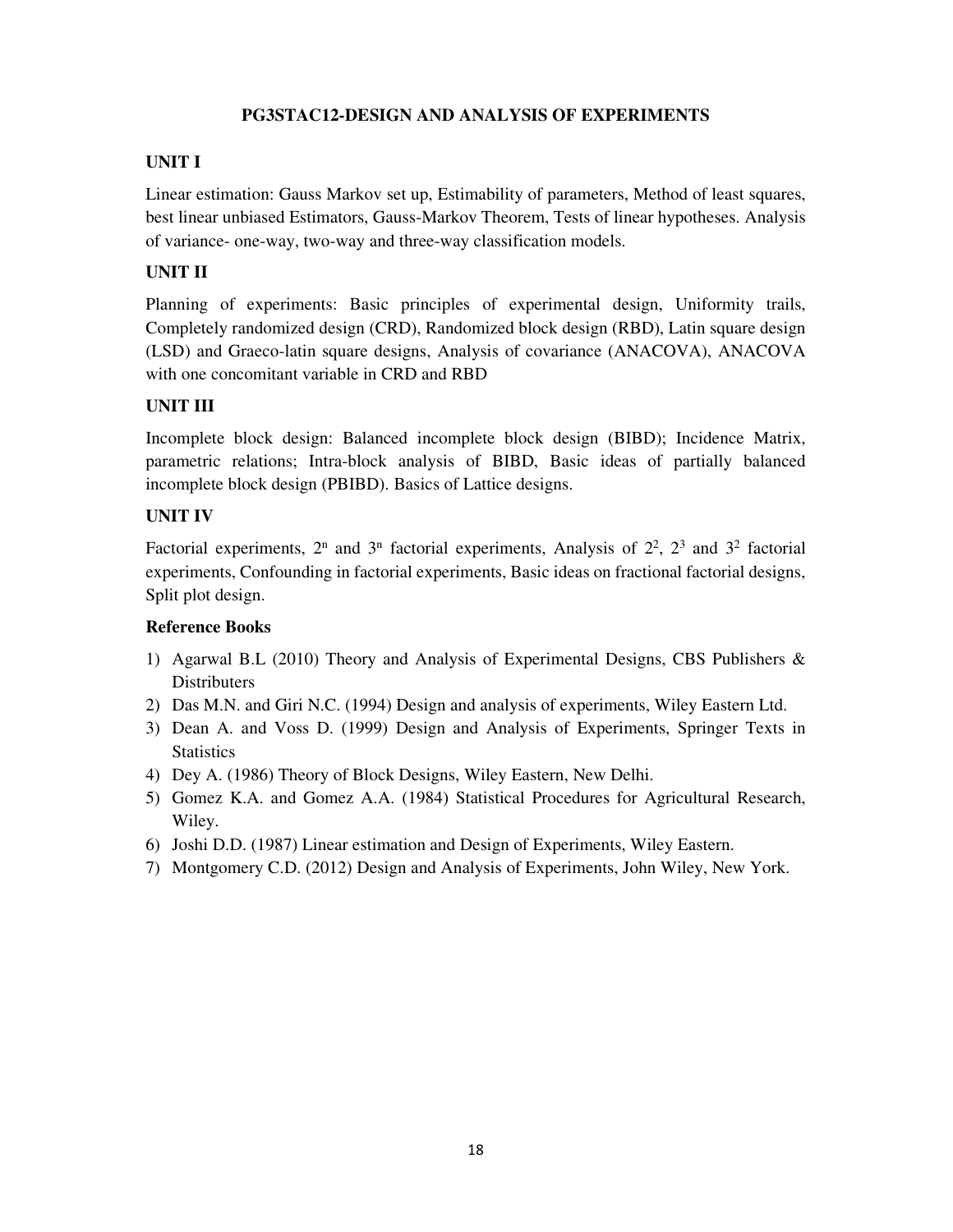## PG3STAC12-DESIGN AND ANALYSIS OF EXPERIMENTS

### UNIT I

Linear estimation: Gauss Markov set up, Estimability of parameters, Method of least squares, best linear unbiased Estimators, Gauss-Markov Theorem, Tests of linear hypotheses. Analysis of variance- one-way, two-way and three-way classification models.

### UNIT II

Planning of experiments: Basic principles of experimental design, Uniformity trails, Completely randomized design (CRD), Randomized block design (RBD), Latin square design (LSD) and Graeco-latin square designs, Analysis of covariance (ANACOVA), ANACOVA with one concomitant variable in CRD and RBD

### UNIT III

Incomplete block design: Balanced incomplete block design (BIBD); Incidence Matrix, parametric relations; Intra-block analysis of BIBD, Basic ideas of partially balanced incomplete block design (PBIBD). Basics of Lattice designs.

### UNIT IV

Factorial experiments, $2^n$ and $3^n$ factorial experiments, Analysis of $2^2$, $2^3$ and $3^2$ factorial experiments, Confounding in factorial experiments, Basic ideas on fractional factorial designs, Split plot design.

### Reference Books

1) Agarwal B.L (2010) Theory and Analysis of Experimental Designs, CBS Publishers & Distributers
2) Das M.N. and Giri N.C. (1994) Design and analysis of experiments, Wiley Eastern Ltd.
3) Dean A. and Voss D. (1999) Design and Analysis of Experiments, Springer Texts in Statistics
4) Dey A. (1986) Theory of Block Designs, Wiley Eastern, New Delhi.
5) Gomez K.A. and Gomez A.A. (1984) Statistical Procedures for Agricultural Research, Wiley.
6) Joshi D.D. (1987) Linear estimation and Design of Experiments, Wiley Eastern.
7) Montgomery C.D. (2012) Design and Analysis of Experiments, John Wiley, New York.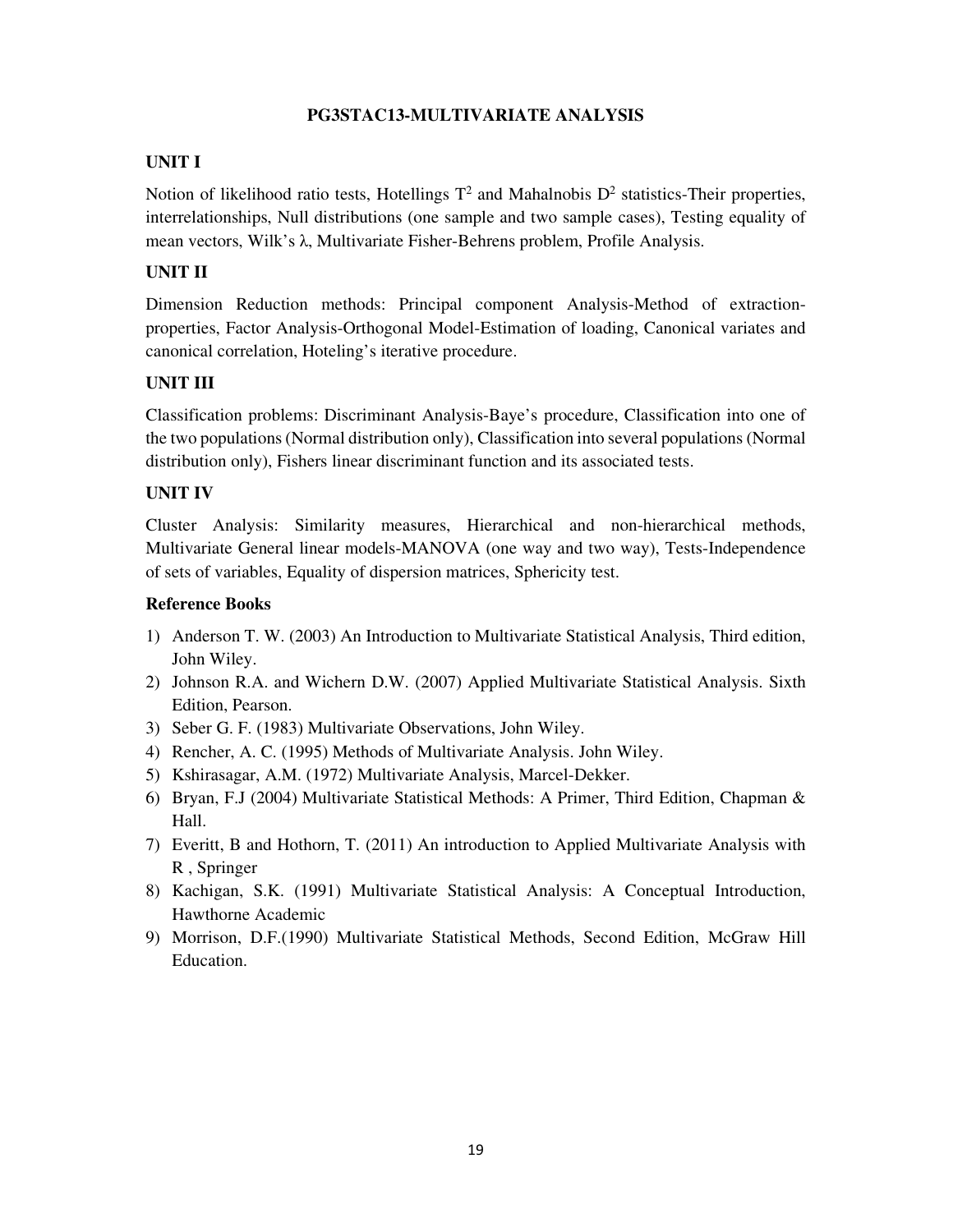# PG3STAC13-MULTIVARIATE ANALYSIS

## UNIT I

Notion of likelihood ratio tests, Hotellings $T^2$ and Mahalnobis $D^2$ statistics-Their properties, interrelationships, Null distributions (one sample and two sample cases), Testing equality of mean vectors, Wilk's $\lambda$, Multivariate Fisher-Behrens problem, Profile Analysis.

## UNIT II

Dimension Reduction methods: Principal component Analysis-Method of extraction-properties, Factor Analysis-Orthogonal Model-Estimation of loading, Canonical variates and canonical correlation, Hoteling's iterative procedure.

## UNIT III

Classification problems: Discriminant Analysis-Baye's procedure, Classification into one of the two populations (Normal distribution only), Classification into several populations (Normal distribution only), Fishers linear discriminant function and its associated tests.

## UNIT IV

Cluster Analysis: Similarity measures, Hierarchical and non-hierarchical methods, Multivariate General linear models-MANOVA (one way and two way), Tests-Independence of sets of variables, Equality of dispersion matrices, Sphericity test.

## Reference Books

1) Anderson T. W. (2003) An Introduction to Multivariate Statistical Analysis, Third edition, John Wiley.
2) Johnson R.A. and Wichern D.W. (2007) Applied Multivariate Statistical Analysis. Sixth Edition, Pearson.
3) Seber G. F. (1983) Multivariate Observations, John Wiley.
4) Rencher, A. C. (1995) Methods of Multivariate Analysis. John Wiley.
5) Kshirasagar, A.M. (1972) Multivariate Analysis, Marcel-Dekker.
6) Bryan, F.J (2004) Multivariate Statistical Methods: A Primer, Third Edition, Chapman & Hall.
7) Everitt, B and Hothorn, T. (2011) An introduction to Applied Multivariate Analysis with R , Springer
8) Kachigan, S.K. (1991) Multivariate Statistical Analysis: A Conceptual Introduction, Hawthorne Academic
9) Morrison, D.F.(1990) Multivariate Statistical Methods, Second Edition, McGraw Hill Education.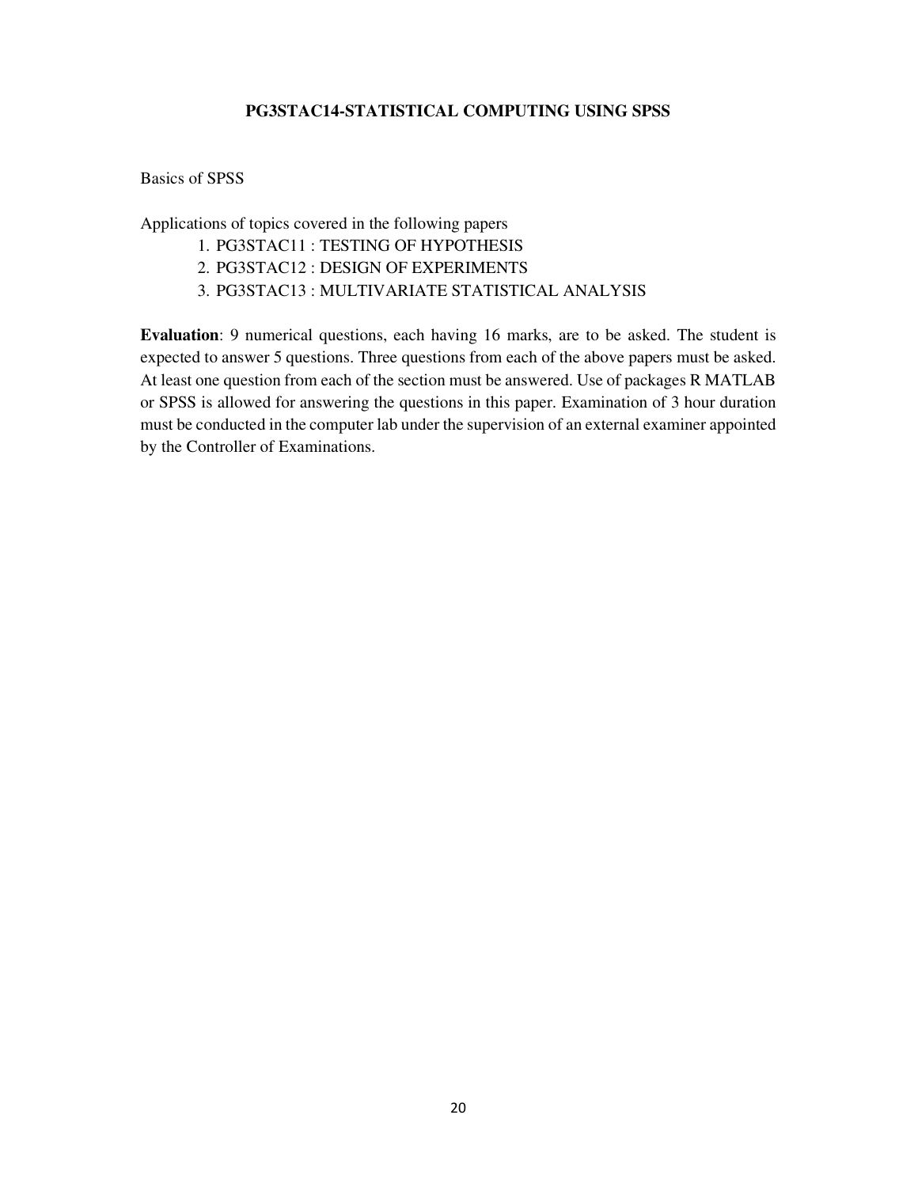## PG3STAC14-STATISTICAL COMPUTING USING SPSS

Basics of SPSS

Applications of topics covered in the following papers

1. PG3STAC11 : TESTING OF HYPOTHESIS
2. PG3STAC12 : DESIGN OF EXPERIMENTS
3. PG3STAC13 : MULTIVARIATE STATISTICAL ANALYSIS

**Evaluation**: 9 numerical questions, each having 16 marks, are to be asked. The student is expected to answer 5 questions. Three questions from each of the above papers must be asked. At least one question from each of the section must be answered. Use of packages R MATLAB or SPSS is allowed for answering the questions in this paper. Examination of 3 hour duration must be conducted in the computer lab under the supervision of an external examiner appointed by the Controller of Examinations.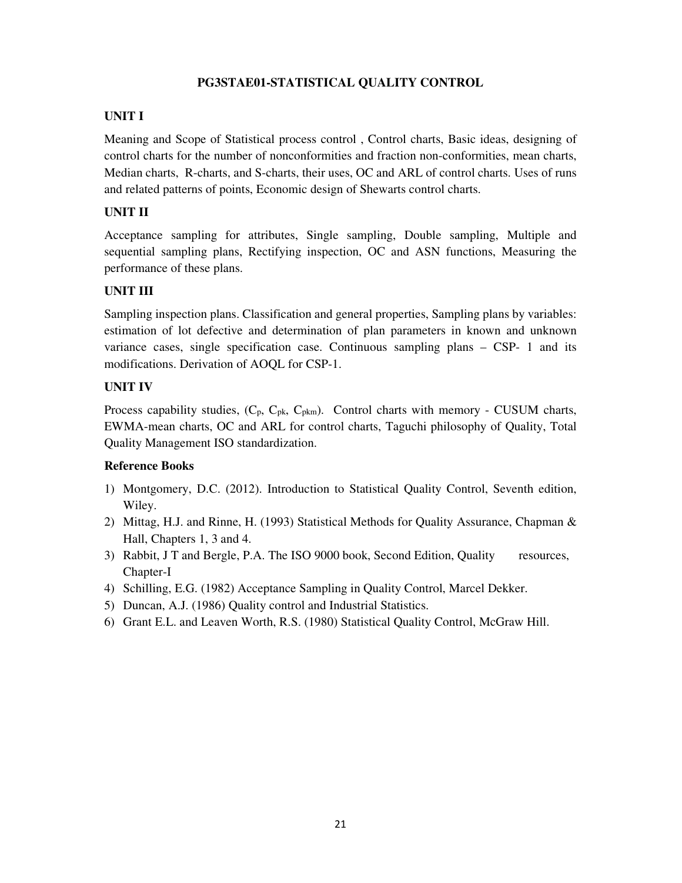# PG3STAE01-STATISTICAL QUALITY CONTROL

## UNIT I

Meaning and Scope of Statistical process control , Control charts, Basic ideas, designing of control charts for the number of nonconformities and fraction non-conformities, mean charts, Median charts, R-charts, and S-charts, their uses, OC and ARL of control charts. Uses of runs and related patterns of points, Economic design of Shewarts control charts.

## UNIT II

Acceptance sampling for attributes, Single sampling, Double sampling, Multiple and sequential sampling plans, Rectifying inspection, OC and ASN functions, Measuring the performance of these plans.

## UNIT III

Sampling inspection plans. Classification and general properties, Sampling plans by variables: estimation of lot defective and determination of plan parameters in known and unknown variance cases, single specification case. Continuous sampling plans – CSP- 1 and its modifications. Derivation of AOQL for CSP-1.

## UNIT IV

Process capability studies, ($C_p$, $C_{pk}$, $C_{pkm}$). Control charts with memory - CUSUM charts, EWMA-mean charts, OC and ARL for control charts, Taguchi philosophy of Quality, Total Quality Management ISO standardization.

**Reference Books**

1) Montgomery, D.C. (2012). Introduction to Statistical Quality Control, Seventh edition, Wiley.
2) Mittag, H.J. and Rinne, H. (1993) Statistical Methods for Quality Assurance, Chapman & Hall, Chapters 1, 3 and 4.
3) Rabbit, J T and Bergle, P.A. The ISO 9000 book, Second Edition, Quality resources, Chapter-I
4) Schilling, E.G. (1982) Acceptance Sampling in Quality Control, Marcel Dekker.
5) Duncan, A.J. (1986) Quality control and Industrial Statistics.
6) Grant E.L. and Leaven Worth, R.S. (1980) Statistical Quality Control, McGraw Hill.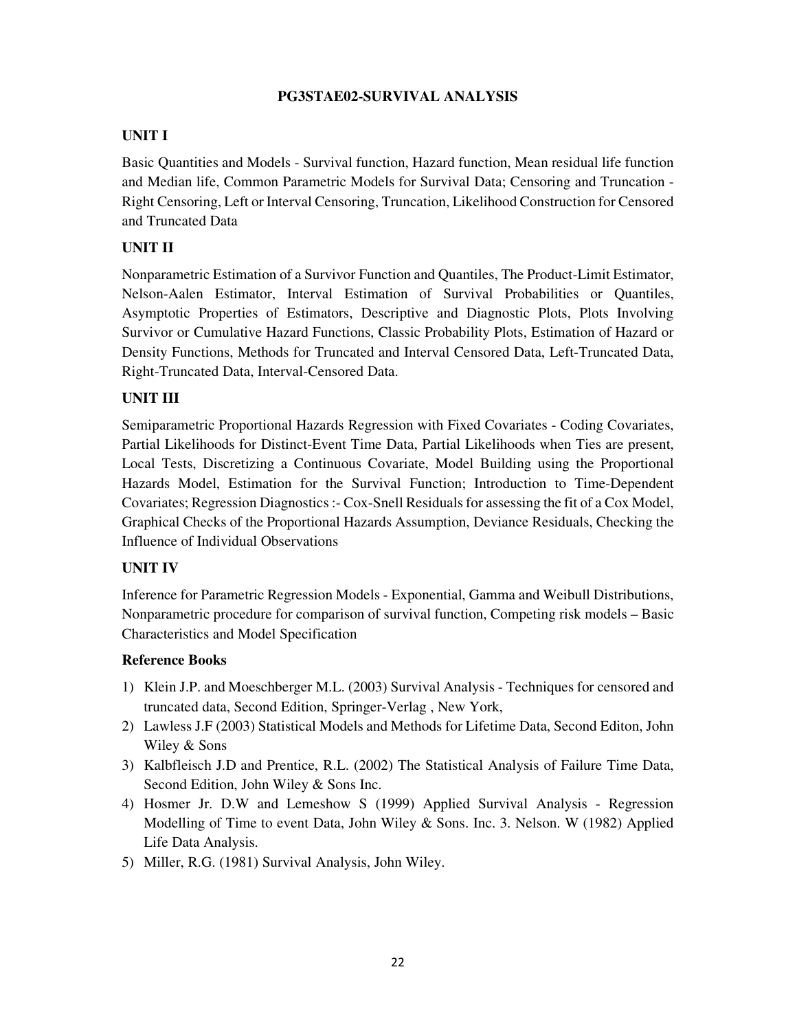## PG3STAE02-SURVIVAL ANALYSIS

### UNIT I

Basic Quantities and Models - Survival function, Hazard function, Mean residual life function and Median life, Common Parametric Models for Survival Data; Censoring and Truncation - Right Censoring, Left or Interval Censoring, Truncation, Likelihood Construction for Censored and Truncated Data

### UNIT II

Nonparametric Estimation of a Survivor Function and Quantiles, The Product-Limit Estimator, Nelson-Aalen Estimator, Interval Estimation of Survival Probabilities or Quantiles, Asymptotic Properties of Estimators, Descriptive and Diagnostic Plots, Plots Involving Survivor or Cumulative Hazard Functions, Classic Probability Plots, Estimation of Hazard or Density Functions, Methods for Truncated and Interval Censored Data, Left-Truncated Data, Right-Truncated Data, Interval-Censored Data.

### UNIT III

Semiparametric Proportional Hazards Regression with Fixed Covariates - Coding Covariates, Partial Likelihoods for Distinct-Event Time Data, Partial Likelihoods when Ties are present, Local Tests, Discretizing a Continuous Covariate, Model Building using the Proportional Hazards Model, Estimation for the Survival Function; Introduction to Time-Dependent Covariates; Regression Diagnostics :- Cox-Snell Residuals for assessing the fit of a Cox Model, Graphical Checks of the Proportional Hazards Assumption, Deviance Residuals, Checking the Influence of Individual Observations

### UNIT IV

Inference for Parametric Regression Models - Exponential, Gamma and Weibull Distributions, Nonparametric procedure for comparison of survival function, Competing risk models – Basic Characteristics and Model Specification

### Reference Books

1) Klein J.P. and Moeschberger M.L. (2003) Survival Analysis - Techniques for censored and truncated data, Second Edition, Springer-Verlag , New York,
2) Lawless J.F (2003) Statistical Models and Methods for Lifetime Data, Second Editon, John Wiley & Sons
3) Kalbfleisch J.D and Prentice, R.L. (2002) The Statistical Analysis of Failure Time Data, Second Edition, John Wiley & Sons Inc.
4) Hosmer Jr. D.W and Lemeshow S (1999) Applied Survival Analysis - Regression Modelling of Time to event Data, John Wiley & Sons. Inc. 3. Nelson. W (1982) Applied Life Data Analysis.
5) Miller, R.G. (1981) Survival Analysis, John Wiley.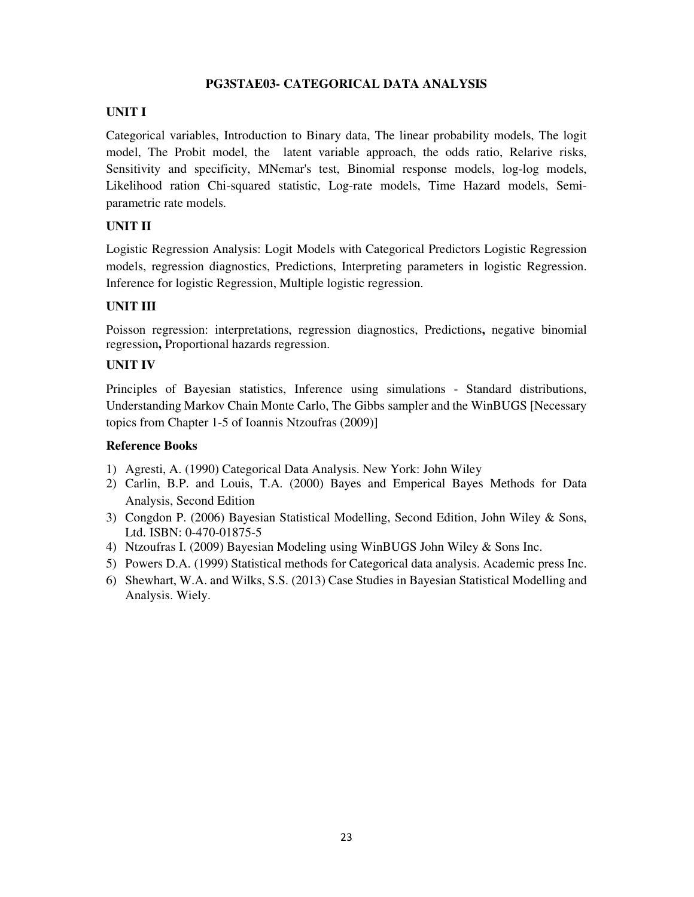## PG3STAE03- CATEGORICAL DATA ANALYSIS

### UNIT I

Categorical variables, Introduction to Binary data, The linear probability models, The logit model, The Probit model, the latent variable approach, the odds ratio, Relarive risks, Sensitivity and specificity, MNemar's test, Binomial response models, log-log models, Likelihood ration Chi-squared statistic, Log-rate models, Time Hazard models, Semi-parametric rate models.

### UNIT II

Logistic Regression Analysis: Logit Models with Categorical Predictors Logistic Regression models, regression diagnostics, Predictions, Interpreting parameters in logistic Regression. Inference for logistic Regression, Multiple logistic regression.

### UNIT III

Poisson regression: interpretations, regression diagnostics, Predictions**,** negative binomial regression**,** Proportional hazards regression.

### UNIT IV

Principles of Bayesian statistics, Inference using simulations - Standard distributions, Understanding Markov Chain Monte Carlo, The Gibbs sampler and the WinBUGS [Necessary topics from Chapter 1-5 of Ioannis Ntzoufras (2009)]

### Reference Books

1) Agresti, A. (1990) Categorical Data Analysis. New York: John Wiley
2) Carlin, B.P. and Louis, T.A. (2000) Bayes and Emperical Bayes Methods for Data Analysis, Second Edition
3) Congdon P. (2006) Bayesian Statistical Modelling, Second Edition, John Wiley & Sons, Ltd. ISBN: 0-470-01875-5
4) Ntzoufras I. (2009) Bayesian Modeling using WinBUGS John Wiley & Sons Inc.
5) Powers D.A. (1999) Statistical methods for Categorical data analysis. Academic press Inc.
6) Shewhart, W.A. and Wilks, S.S. (2013) Case Studies in Bayesian Statistical Modelling and Analysis. Wiely.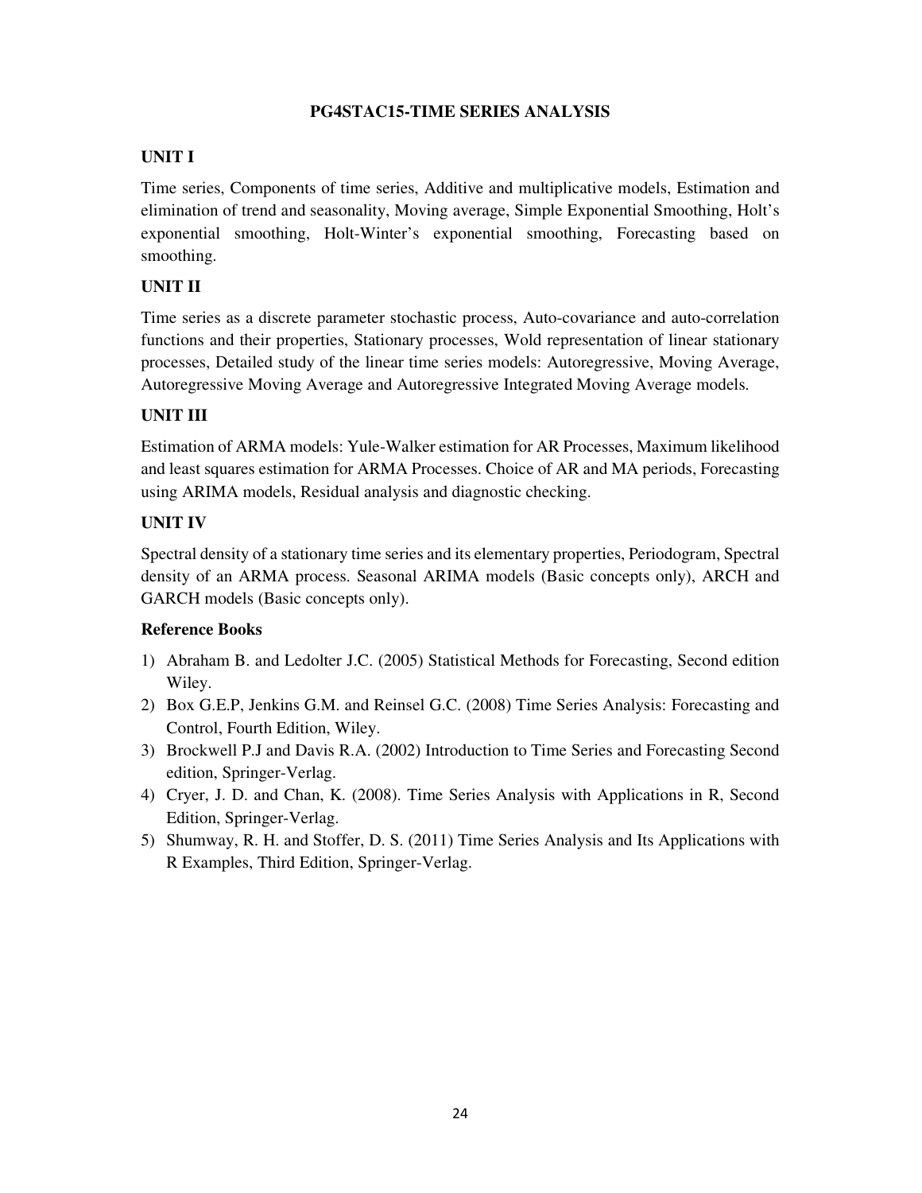## PG4STAC15-TIME SERIES ANALYSIS

### UNIT I

Time series, Components of time series, Additive and multiplicative models, Estimation and elimination of trend and seasonality, Moving average, Simple Exponential Smoothing, Holt's exponential smoothing, Holt-Winter's exponential smoothing, Forecasting based on smoothing.

### UNIT II

Time series as a discrete parameter stochastic process, Auto-covariance and auto-correlation functions and their properties, Stationary processes, Wold representation of linear stationary processes, Detailed study of the linear time series models: Autoregressive, Moving Average, Autoregressive Moving Average and Autoregressive Integrated Moving Average models.

### UNIT III

Estimation of ARMA models: Yule-Walker estimation for AR Processes, Maximum likelihood and least squares estimation for ARMA Processes. Choice of AR and MA periods, Forecasting using ARIMA models, Residual analysis and diagnostic checking.

### UNIT IV

Spectral density of a stationary time series and its elementary properties, Periodogram, Spectral density of an ARMA process. Seasonal ARIMA models (Basic concepts only), ARCH and GARCH models (Basic concepts only).

### Reference Books

1) Abraham B. and Ledolter J.C. (2005) Statistical Methods for Forecasting, Second edition Wiley.
2) Box G.E.P, Jenkins G.M. and Reinsel G.C. (2008) Time Series Analysis: Forecasting and Control, Fourth Edition, Wiley.
3) Brockwell P.J and Davis R.A. (2002) Introduction to Time Series and Forecasting Second edition, Springer-Verlag.
4) Cryer, J. D. and Chan, K. (2008). Time Series Analysis with Applications in R, Second Edition, Springer-Verlag.
5) Shumway, R. H. and Stoffer, D. S. (2011) Time Series Analysis and Its Applications with R Examples, Third Edition, Springer-Verlag.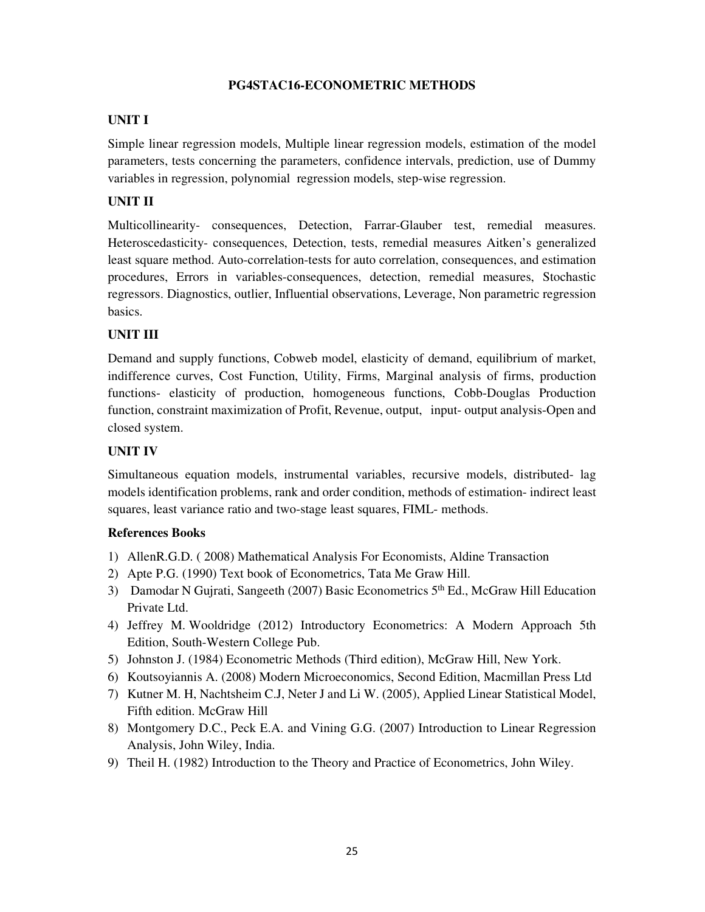## PG4STAC16-ECONOMETRIC METHODS

### UNIT I

Simple linear regression models, Multiple linear regression models, estimation of the model parameters, tests concerning the parameters, confidence intervals, prediction, use of Dummy variables in regression, polynomial regression models, step-wise regression.

### UNIT II

Multicollinearity- consequences, Detection, Farrar-Glauber test, remedial measures. Heteroscedasticity- consequences, Detection, tests, remedial measures Aitken's generalized least square method. Auto-correlation-tests for auto correlation, consequences, and estimation procedures, Errors in variables-consequences, detection, remedial measures, Stochastic regressors. Diagnostics, outlier, Influential observations, Leverage, Non parametric regression basics.

### UNIT III

Demand and supply functions, Cobweb model, elasticity of demand, equilibrium of market, indifference curves, Cost Function, Utility, Firms, Marginal analysis of firms, production functions- elasticity of production, homogeneous functions, Cobb-Douglas Production function, constraint maximization of Profit, Revenue, output, input- output analysis-Open and closed system.

### UNIT IV

Simultaneous equation models, instrumental variables, recursive models, distributed- lag models identification problems, rank and order condition, methods of estimation- indirect least squares, least variance ratio and two-stage least squares, FIML- methods.

### References Books

1) AllenR.G.D. ( 2008) Mathematical Analysis For Economists, Aldine Transaction
2) Apte P.G. (1990) Text book of Econometrics, Tata Me Graw Hill.
3) Damodar N Gujrati, Sangeeth (2007) Basic Econometrics 5th Ed., McGraw Hill Education Private Ltd.
4) Jeffrey M. Wooldridge (2012) Introductory Econometrics: A Modern Approach 5th Edition, South-Western College Pub.
5) Johnston J. (1984) Econometric Methods (Third edition), McGraw Hill, New York.
6) Koutsoyiannis A. (2008) Modern Microeconomics, Second Edition, Macmillan Press Ltd
7) Kutner M. H, Nachtsheim C.J, Neter J and Li W. (2005), Applied Linear Statistical Model, Fifth edition. McGraw Hill
8) Montgomery D.C., Peck E.A. and Vining G.G. (2007) Introduction to Linear Regression Analysis, John Wiley, India.
9) Theil H. (1982) Introduction to the Theory and Practice of Econometrics, John Wiley.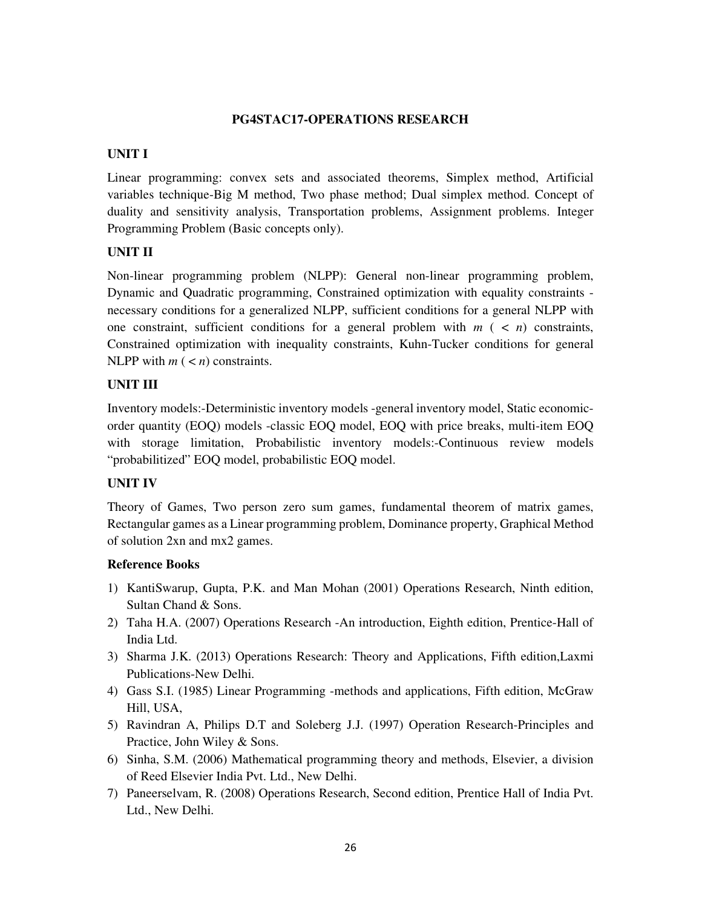## PG4STAC17-OPERATIONS RESEARCH

### UNIT I

Linear programming: convex sets and associated theorems, Simplex method, Artificial variables technique-Big M method, Two phase method; Dual simplex method. Concept of duality and sensitivity analysis, Transportation problems, Assignment problems. Integer Programming Problem (Basic concepts only).

### UNIT II

Non-linear programming problem (NLPP): General non-linear programming problem, Dynamic and Quadratic programming, Constrained optimization with equality constraints - necessary conditions for a generalized NLPP, sufficient conditions for a general NLPP with one constraint, sufficient conditions for a general problem with $m$ ( $< n$) constraints, Constrained optimization with inequality constraints, Kuhn-Tucker conditions for general NLPP with $m$ ( $< n$) constraints.

### UNIT III

Inventory models:-Deterministic inventory models -general inventory model, Static economic-order quantity (EOQ) models -classic EOQ model, EOQ with price breaks, multi-item EOQ with storage limitation, Probabilistic inventory models:-Continuous review models "probabilitized" EOQ model, probabilistic EOQ model.

### UNIT IV

Theory of Games, Two person zero sum games, fundamental theorem of matrix games, Rectangular games as a Linear programming problem, Dominance property, Graphical Method of solution 2xn and mx2 games.

### Reference Books

1) KantiSwarup, Gupta, P.K. and Man Mohan (2001) Operations Research, Ninth edition, Sultan Chand & Sons.
2) Taha H.A. (2007) Operations Research -An introduction, Eighth edition, Prentice-Hall of India Ltd.
3) Sharma J.K. (2013) Operations Research: Theory and Applications, Fifth edition,Laxmi Publications-New Delhi.
4) Gass S.I. (1985) Linear Programming -methods and applications, Fifth edition, McGraw Hill, USA,
5) Ravindran A, Philips D.T and Soleberg J.J. (1997) Operation Research-Principles and Practice, John Wiley & Sons.
6) Sinha, S.M. (2006) Mathematical programming theory and methods, Elsevier, a division of Reed Elsevier India Pvt. Ltd., New Delhi.
7) Paneerselvam, R. (2008) Operations Research, Second edition, Prentice Hall of India Pvt. Ltd., New Delhi.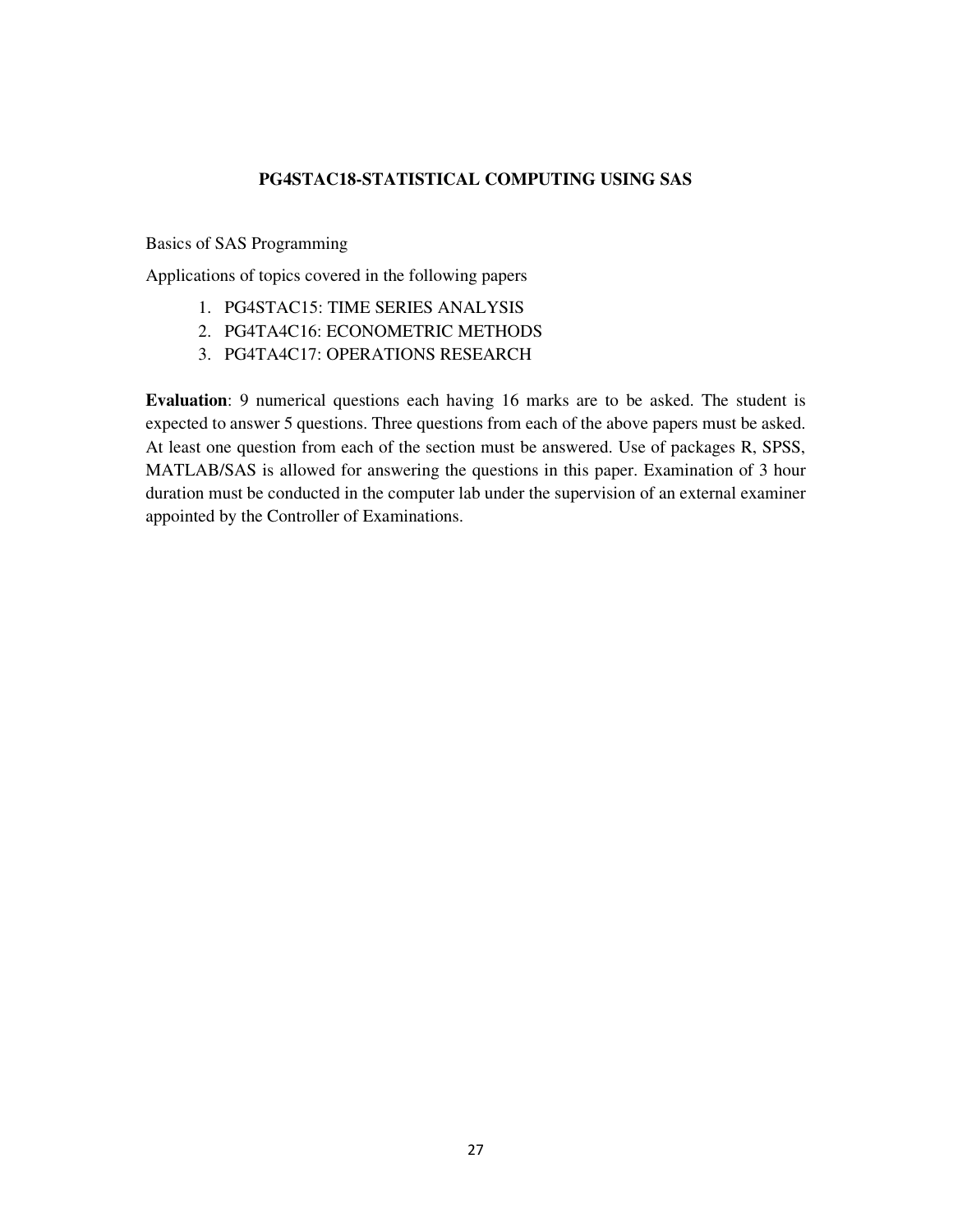## PG4STAC18-STATISTICAL COMPUTING USING SAS

Basics of SAS Programming

Applications of topics covered in the following papers

1. PG4STAC15: TIME SERIES ANALYSIS
2. PG4TA4C16: ECONOMETRIC METHODS
3. PG4TA4C17: OPERATIONS RESEARCH

**Evaluation**: 9 numerical questions each having 16 marks are to be asked. The student is expected to answer 5 questions. Three questions from each of the above papers must be asked. At least one question from each of the section must be answered. Use of packages R, SPSS, MATLAB/SAS is allowed for answering the questions in this paper. Examination of 3 hour duration must be conducted in the computer lab under the supervision of an external examiner appointed by the Controller of Examinations.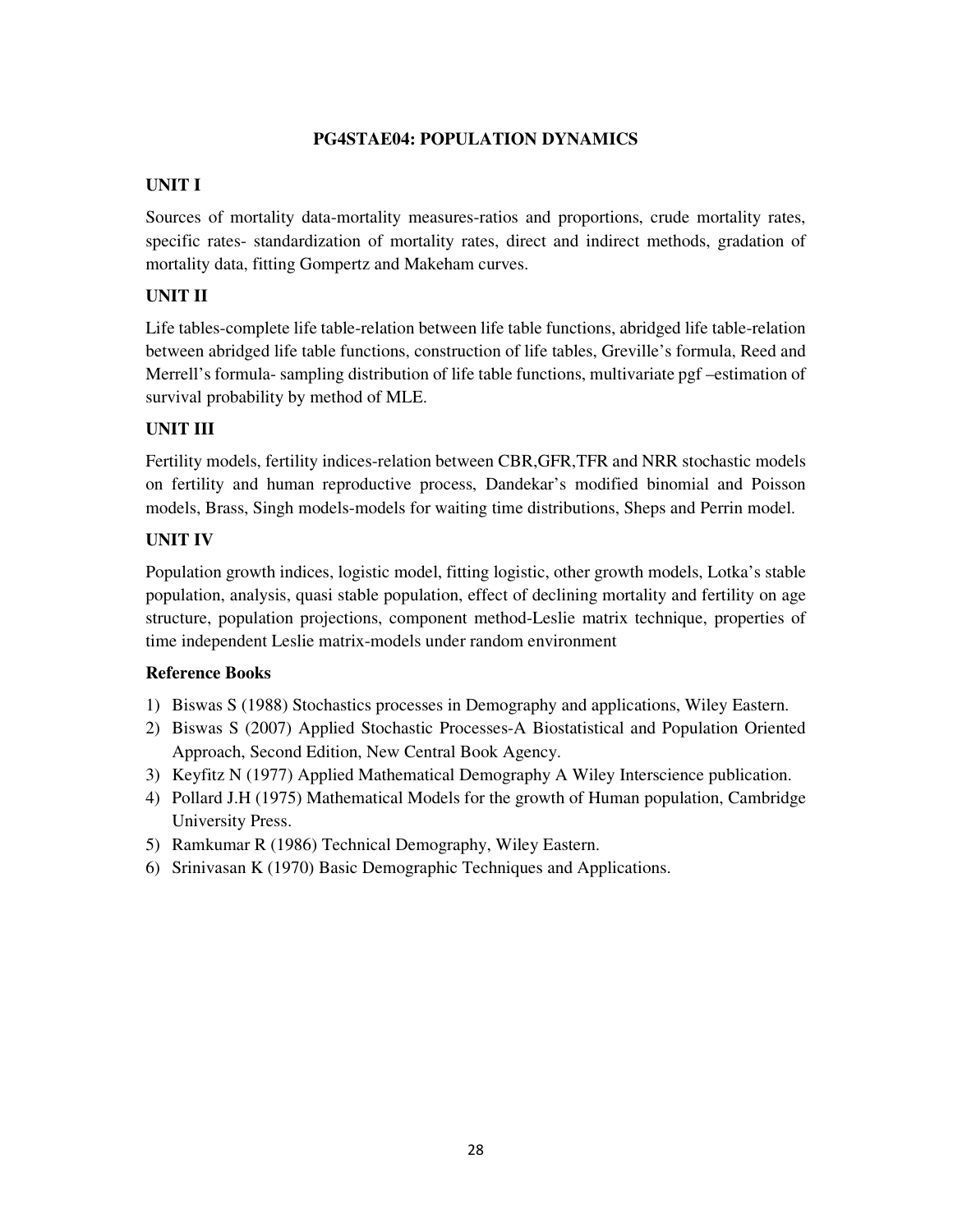# PG4STAE04: POPULATION DYNAMICS

## UNIT I

Sources of mortality data-mortality measures-ratios and proportions, crude mortality rates, specific rates- standardization of mortality rates, direct and indirect methods, gradation of mortality data, fitting Gompertz and Makeham curves.

## UNIT II

Life tables-complete life table-relation between life table functions, abridged life table-relation between abridged life table functions, construction of life tables, Greville's formula, Reed and Merrell's formula- sampling distribution of life table functions, multivariate pgf –estimation of survival probability by method of MLE.

## UNIT III

Fertility models, fertility indices-relation between CBR,GFR,TFR and NRR stochastic models on fertility and human reproductive process, Dandekar's modified binomial and Poisson models, Brass, Singh models-models for waiting time distributions, Sheps and Perrin model.

## UNIT IV

Population growth indices, logistic model, fitting logistic, other growth models, Lotka's stable population, analysis, quasi stable population, effect of declining mortality and fertility on age structure, population projections, component method-Leslie matrix technique, properties of time independent Leslie matrix-models under random environment

### Reference Books

1) Biswas S (1988) Stochastics processes in Demography and applications, Wiley Eastern.
2) Biswas S (2007) Applied Stochastic Processes-A Biostatistical and Population Oriented Approach, Second Edition, New Central Book Agency.
3) Keyfitz N (1977) Applied Mathematical Demography A Wiley Interscience publication.
4) Pollard J.H (1975) Mathematical Models for the growth of Human population, Cambridge University Press.
5) Ramkumar R (1986) Technical Demography, Wiley Eastern.
6) Srinivasan K (1970) Basic Demographic Techniques and Applications.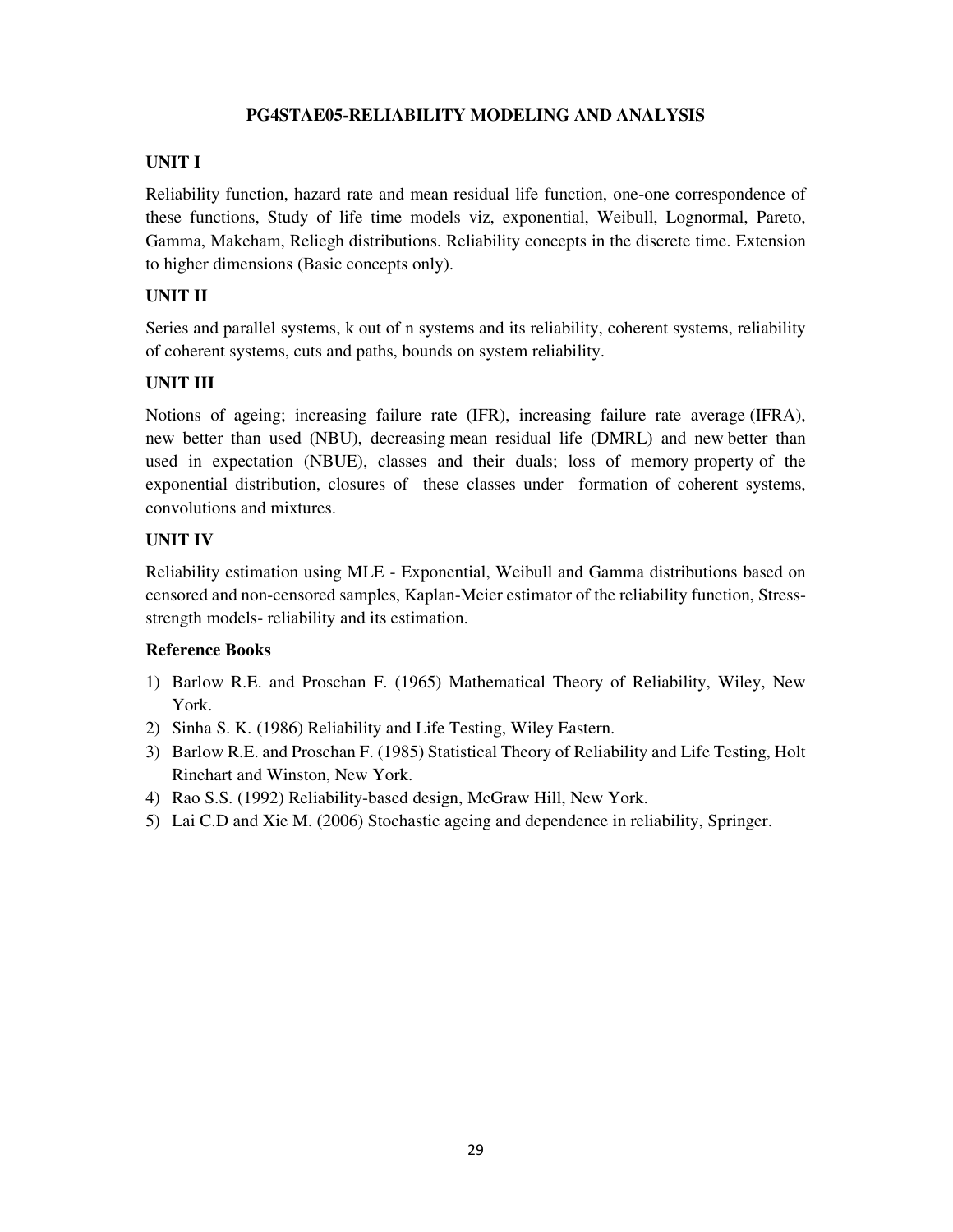# PG4STAE05-RELIABILITY MODELING AND ANALYSIS

## UNIT I

Reliability function, hazard rate and mean residual life function, one-one correspondence of these functions, Study of life time models viz, exponential, Weibull, Lognormal, Pareto, Gamma, Makeham, Reliegh distributions. Reliability concepts in the discrete time. Extension to higher dimensions (Basic concepts only).

## UNIT II

Series and parallel systems, k out of n systems and its reliability, coherent systems, reliability of coherent systems, cuts and paths, bounds on system reliability.

## UNIT III

Notions of ageing; increasing failure rate (IFR), increasing failure rate average (IFRA), new better than used (NBU), decreasing mean residual life (DMRL) and new better than used in expectation (NBUE), classes and their duals; loss of memory property of the exponential distribution, closures of these classes under formation of coherent systems, convolutions and mixtures.

## UNIT IV

Reliability estimation using MLE - Exponential, Weibull and Gamma distributions based on censored and non-censored samples, Kaplan-Meier estimator of the reliability function, Stress-strength models- reliability and its estimation.

## Reference Books

1) Barlow R.E. and Proschan F. (1965) Mathematical Theory of Reliability, Wiley, New York.
2) Sinha S. K. (1986) Reliability and Life Testing, Wiley Eastern.
3) Barlow R.E. and Proschan F. (1985) Statistical Theory of Reliability and Life Testing, Holt Rinehart and Winston, New York.
4) Rao S.S. (1992) Reliability-based design, McGraw Hill, New York.
5) Lai C.D and Xie M. (2006) Stochastic ageing and dependence in reliability, Springer.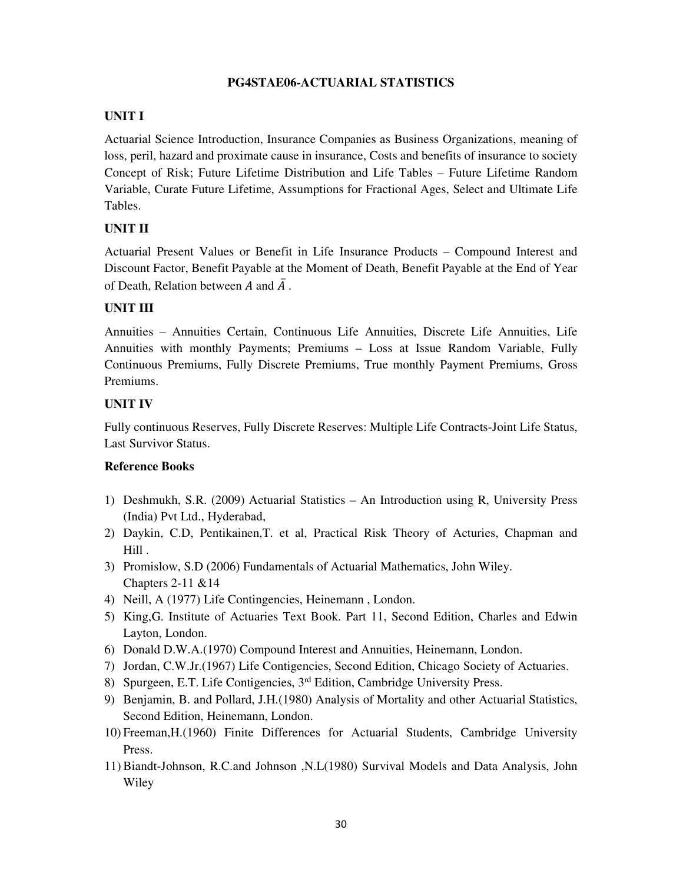# PG4STAE06-ACTUARIAL STATISTICS

## UNIT I

Actuarial Science Introduction, Insurance Companies as Business Organizations, meaning of loss, peril, hazard and proximate cause in insurance, Costs and benefits of insurance to society Concept of Risk; Future Lifetime Distribution and Life Tables – Future Lifetime Random Variable, Curate Future Lifetime, Assumptions for Fractional Ages, Select and Ultimate Life Tables.

## UNIT II

Actuarial Present Values or Benefit in Life Insurance Products – Compound Interest and Discount Factor, Benefit Payable at the Moment of Death, Benefit Payable at the End of Year of Death, Relation between $A$ and $\bar{A}$.

## UNIT III

Annuities – Annuities Certain, Continuous Life Annuities, Discrete Life Annuities, Life Annuities with monthly Payments; Premiums – Loss at Issue Random Variable, Fully Continuous Premiums, Fully Discrete Premiums, True monthly Payment Premiums, Gross Premiums.

## UNIT IV

Fully continuous Reserves, Fully Discrete Reserves: Multiple Life Contracts-Joint Life Status, Last Survivor Status.

## Reference Books

1) Deshmukh, S.R. (2009) Actuarial Statistics – An Introduction using R, University Press (India) Pvt Ltd., Hyderabad,
2) Daykin, C.D, Pentikainen,T. et al, Practical Risk Theory of Acturies, Chapman and Hill .
3) Promislow, S.D (2006) Fundamentals of Actuarial Mathematics, John Wiley. Chapters 2-11 &14
4) Neill, A (1977) Life Contingencies, Heinemann , London.
5) King,G. Institute of Actuaries Text Book. Part 11, Second Edition, Charles and Edwin Layton, London.
6) Donald D.W.A.(1970) Compound Interest and Annuities, Heinemann, London.
7) Jordan, C.W.Jr.(1967) Life Contigencies, Second Edition, Chicago Society of Actuaries.
8) Spurgeen, E.T. Life Contigencies, 3rd Edition, Cambridge University Press.
9) Benjamin, B. and Pollard, J.H.(1980) Analysis of Mortality and other Actuarial Statistics, Second Edition, Heinemann, London.
10) Freeman,H.(1960) Finite Differences for Actuarial Students, Cambridge University Press.
11) Biandt-Johnson, R.C.and Johnson ,N.L(1980) Survival Models and Data Analysis, John Wiley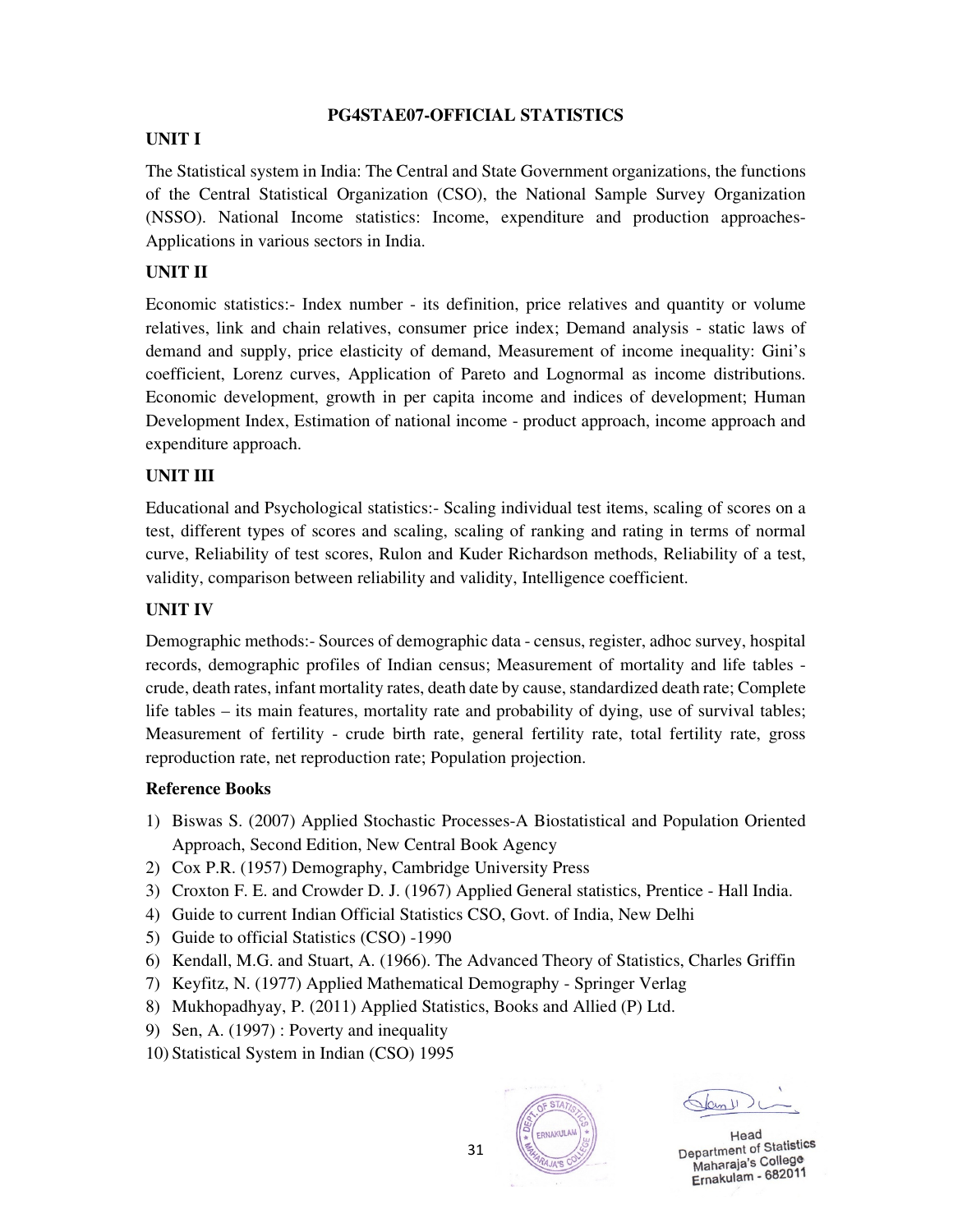# PG4STAE07-OFFICIAL STATISTICS

## UNIT I

The Statistical system in India: The Central and State Government organizations, the functions of the Central Statistical Organization (CSO), the National Sample Survey Organization (NSSO). National Income statistics: Income, expenditure and production approaches- Applications in various sectors in India.

## UNIT II

Economic statistics:- Index number - its definition, price relatives and quantity or volume relatives, link and chain relatives, consumer price index; Demand analysis - static laws of demand and supply, price elasticity of demand, Measurement of income inequality: Gini's coefficient, Lorenz curves, Application of Pareto and Lognormal as income distributions. Economic development, growth in per capita income and indices of development; Human Development Index, Estimation of national income - product approach, income approach and expenditure approach.

## UNIT III

Educational and Psychological statistics:- Scaling individual test items, scaling of scores on a test, different types of scores and scaling, scaling of ranking and rating in terms of normal curve, Reliability of test scores, Rulon and Kuder Richardson methods, Reliability of a test, validity, comparison between reliability and validity, Intelligence coefficient.

## UNIT IV

Demographic methods:- Sources of demographic data - census, register, adhoc survey, hospital records, demographic profiles of Indian census; Measurement of mortality and life tables - crude, death rates, infant mortality rates, death date by cause, standardized death rate; Complete life tables – its main features, mortality rate and probability of dying, use of survival tables; Measurement of fertility - crude birth rate, general fertility rate, total fertility rate, gross reproduction rate, net reproduction rate; Population projection.

## Reference Books

1) Biswas S. (2007) Applied Stochastic Processes-A Biostatistical and Population Oriented Approach, Second Edition, New Central Book Agency
2) Cox P.R. (1957) Demography, Cambridge University Press
3) Croxton F. E. and Crowder D. J. (1967) Applied General statistics, Prentice - Hall India.
4) Guide to current Indian Official Statistics CSO, Govt. of India, New Delhi
5) Guide to official Statistics (CSO) -1990
6) Kendall, M.G. and Stuart, A. (1966). The Advanced Theory of Statistics, Charles Griffin
7) Keyfitz, N. (1977) Applied Mathematical Demography - Springer Verlag
8) Mukhopadhyay, P. (2011) Applied Statistics, Books and Allied (P) Ltd.
9) Sen, A. (1997) : Poverty and inequality
10) Statistical System in Indian (CSO) 1995

Head
Department of Statistics
Maharaja's College
Ernakulam - 682011